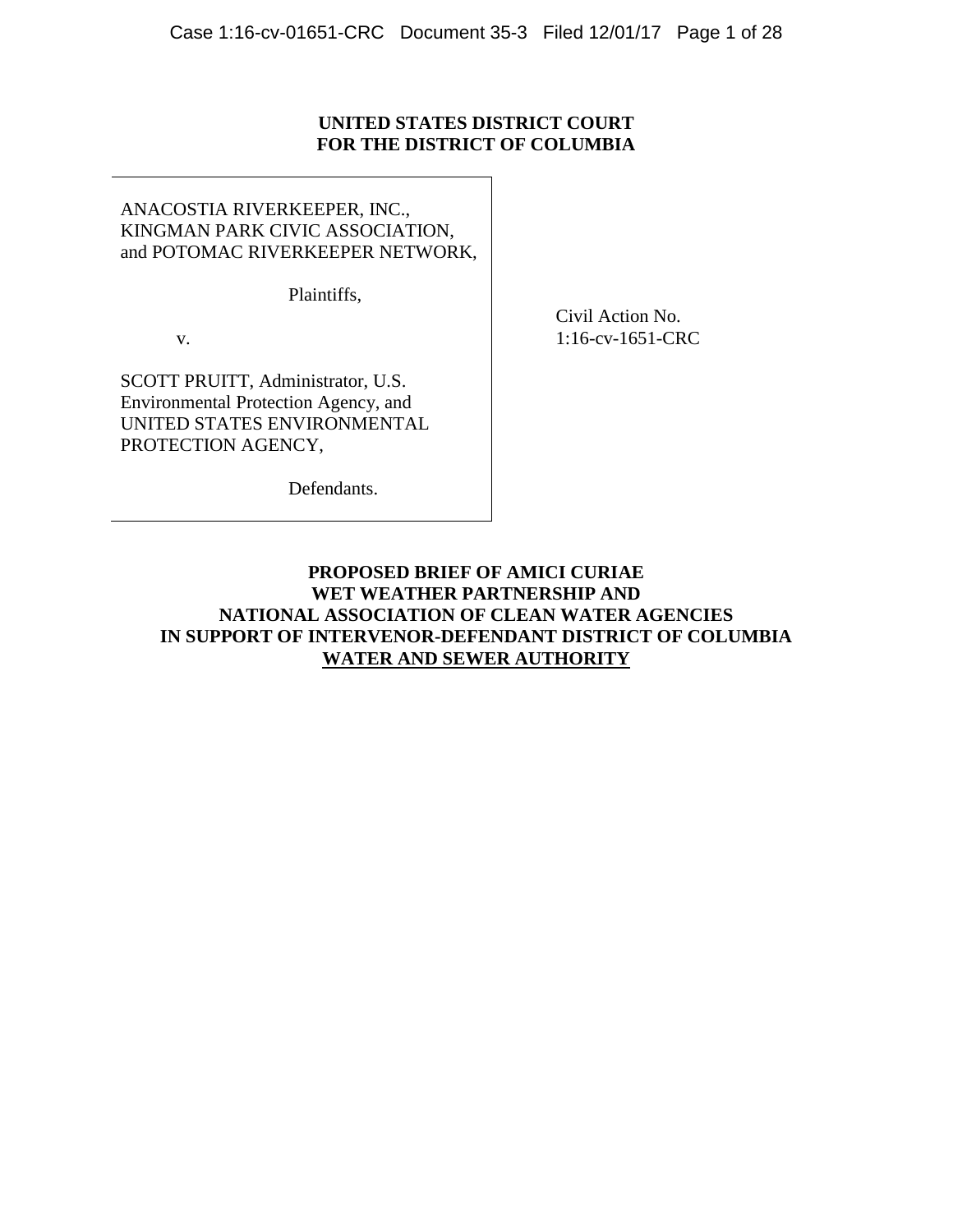**UNITED STATES DISTRICT COURT**
**FOR THE DISTRICT OF COLUMBIA**

ANACOSTIA RIVERKEEPER, INC.,
KINGMAN PARK CIVIC ASSOCIATION,
and POTOMAC RIVERKEEPER NETWORK,

Plaintiffs,

v.

SCOTT PRUITT, Administrator, U.S.
Environmental Protection Agency, and
UNITED STATES ENVIRONMENTAL
PROTECTION AGENCY,

Defendants.

Civil Action No.
1:16-cv-1651-CRC

**PROPOSED BRIEF OF AMICI CURIAE**
**WET WEATHER PARTNERSHIP AND**
**NATIONAL ASSOCIATION OF CLEAN WATER AGENCIES**
**IN SUPPORT OF INTERVENOR-DEFENDANT DISTRICT OF COLUMBIA**
**WATER AND SEWER AUTHORITY**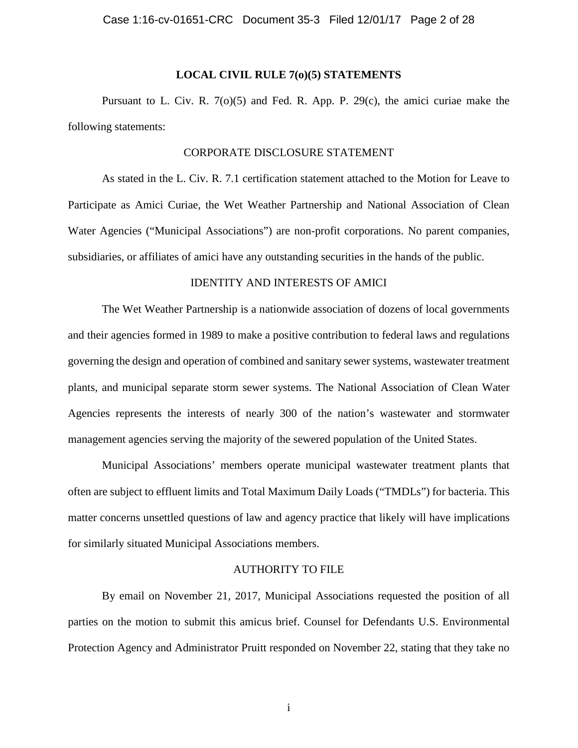**LOCAL CIVIL RULE 7(o)(5) STATEMENTS**

Pursuant to L. Civ. R. 7(o)(5) and Fed. R. App. P. 29(c), the amici curiae make the following statements:

CORPORATE DISCLOSURE STATEMENT

As stated in the L. Civ. R. 7.1 certification statement attached to the Motion for Leave to Participate as Amici Curiae, the Wet Weather Partnership and National Association of Clean Water Agencies ("Municipal Associations") are non-profit corporations. No parent companies, subsidiaries, or affiliates of amici have any outstanding securities in the hands of the public.

IDENTITY AND INTERESTS OF AMICI

The Wet Weather Partnership is a nationwide association of dozens of local governments and their agencies formed in 1989 to make a positive contribution to federal laws and regulations governing the design and operation of combined and sanitary sewer systems, wastewater treatment plants, and municipal separate storm sewer systems. The National Association of Clean Water Agencies represents the interests of nearly 300 of the nation's wastewater and stormwater management agencies serving the majority of the sewered population of the United States.

Municipal Associations' members operate municipal wastewater treatment plants that often are subject to effluent limits and Total Maximum Daily Loads ("TMDLs") for bacteria. This matter concerns unsettled questions of law and agency practice that likely will have implications for similarly situated Municipal Associations members.

AUTHORITY TO FILE

By email on November 21, 2017, Municipal Associations requested the position of all parties on the motion to submit this amicus brief. Counsel for Defendants U.S. Environmental Protection Agency and Administrator Pruitt responded on November 22, stating that they take no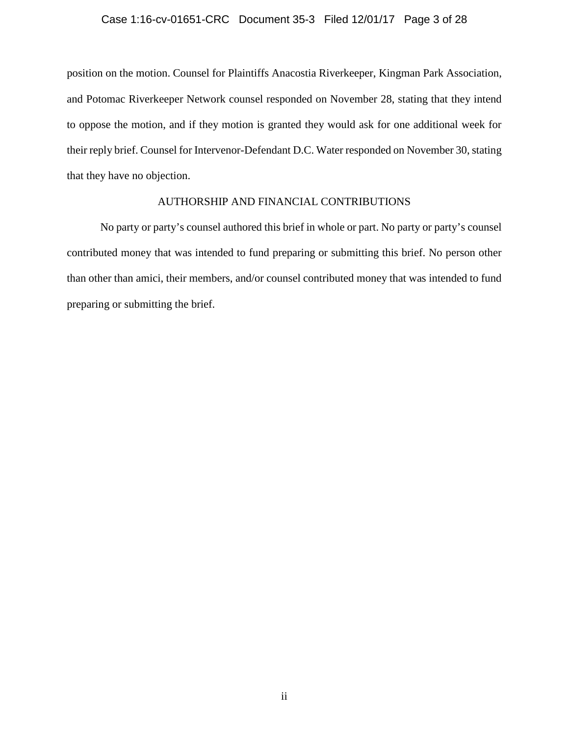position on the motion. Counsel for Plaintiffs Anacostia Riverkeeper, Kingman Park Association, and Potomac Riverkeeper Network counsel responded on November 28, stating that they intend to oppose the motion, and if they motion is granted they would ask for one additional week for their reply brief. Counsel for Intervenor-Defendant D.C. Water responded on November 30, stating that they have no objection.

## AUTHORSHIP AND FINANCIAL CONTRIBUTIONS

No party or party's counsel authored this brief in whole or part. No party or party's counsel contributed money that was intended to fund preparing or submitting this brief. No person other than other than amici, their members, and/or counsel contributed money that was intended to fund preparing or submitting the brief.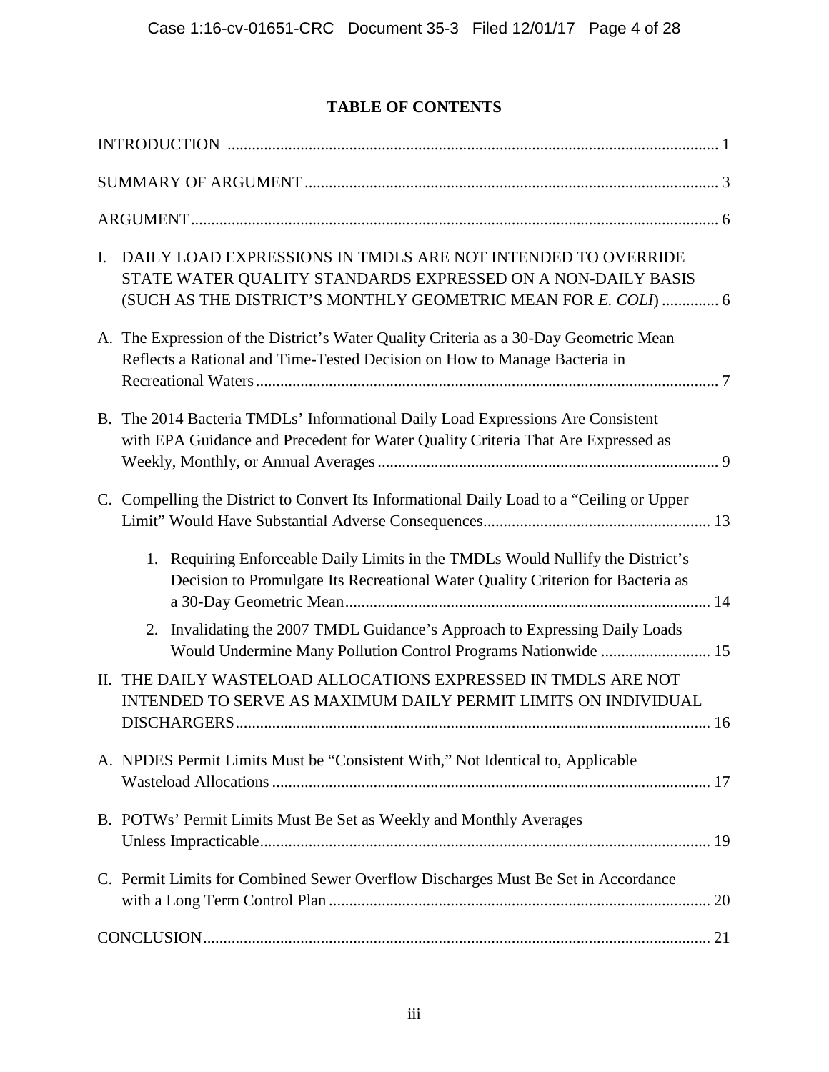## TABLE OF CONTENTS

INTRODUCTION ........................................................................................................................ 1

SUMMARY OF ARGUMENT ..................................................................................................... 3

ARGUMENT ................................................................................................................................. 6

I. DAILY LOAD EXPRESSIONS IN TMDLS ARE NOT INTENDED TO OVERRIDE STATE WATER QUALITY STANDARDS EXPRESSED ON A NON-DAILY BASIS (SUCH AS THE DISTRICT'S MONTHLY GEOMETRIC MEAN FOR *E. COLI*) .............. 6

A. The Expression of the District's Water Quality Criteria as a 30-Day Geometric Mean Reflects a Rational and Time-Tested Decision on How to Manage Bacteria in Recreational Waters .................................................................................................................. 7

B. The 2014 Bacteria TMDLs' Informational Daily Load Expressions Are Consistent with EPA Guidance and Precedent for Water Quality Criteria That Are Expressed as Weekly, Monthly, or Annual Averages .................................................................................... 9

C. Compelling the District to Convert Its Informational Daily Load to a "Ceiling or Upper Limit" Would Have Substantial Adverse Consequences ........................................................ 13

1. Requiring Enforceable Daily Limits in the TMDLs Would Nullify the District's Decision to Promulgate Its Recreational Water Quality Criterion for Bacteria as a 30-Day Geometric Mean .......................................................................................... 14

2. Invalidating the 2007 TMDL Guidance's Approach to Expressing Daily Loads Would Undermine Many Pollution Control Programs Nationwide ........................... 15

II. THE DAILY WASTELOAD ALLOCATIONS EXPRESSED IN TMDLS ARE NOT INTENDED TO SERVE AS MAXIMUM DAILY PERMIT LIMITS ON INDIVIDUAL DISCHARGERS ..................................................................................................................... 16

A. NPDES Permit Limits Must be "Consistent With," Not Identical to, Applicable Wasteload Allocations ............................................................................................................. 17

B. POTWs' Permit Limits Must Be Set as Weekly and Monthly Averages Unless Impracticable ............................................................................................................... 19

C. Permit Limits for Combined Sewer Overflow Discharges Must Be Set in Accordance with a Long Term Control Plan .............................................................................................. 20

CONCLUSION ............................................................................................................................. 21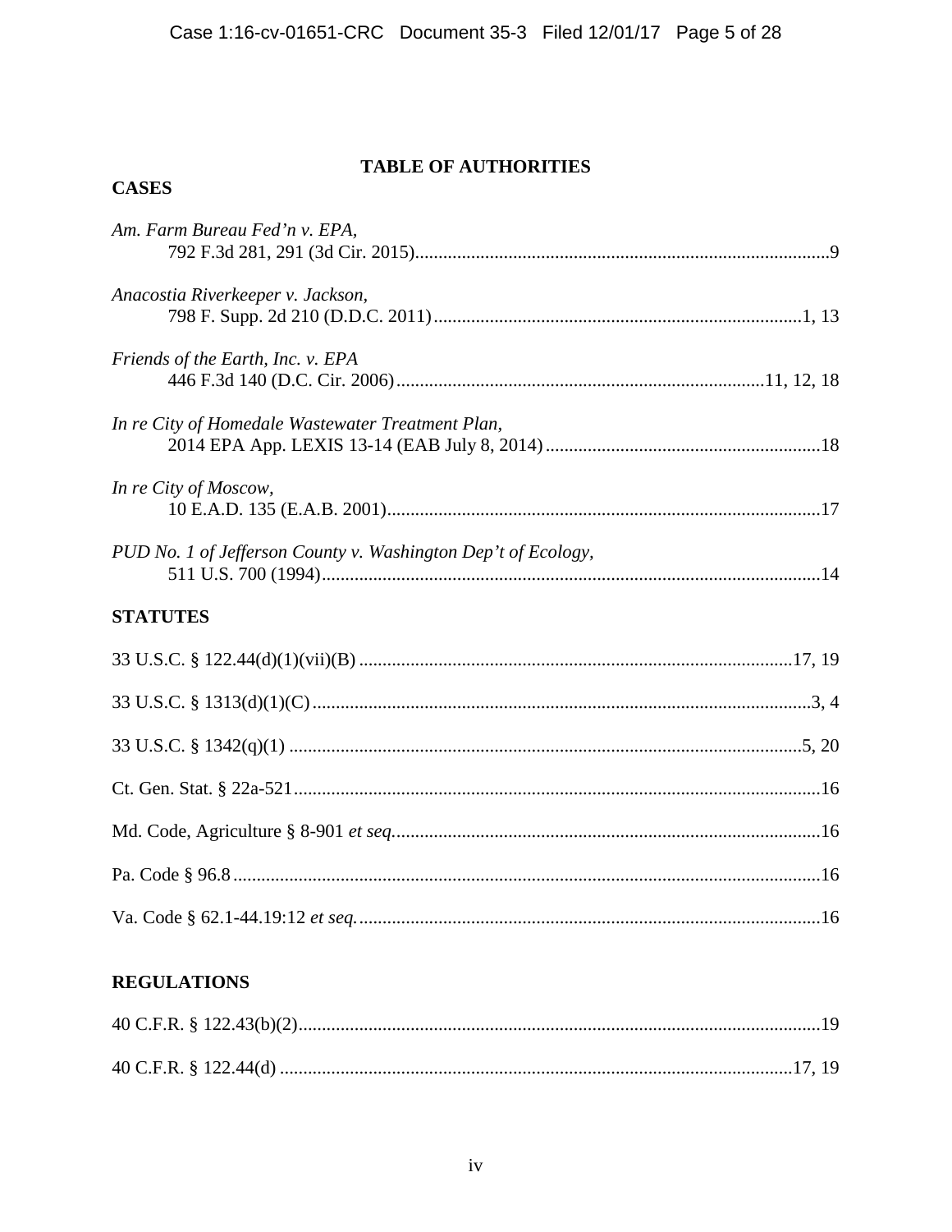## TABLE OF AUTHORITIES

### CASES

*Am. Farm Bureau Fed'n v. EPA*,
792 F.3d 281, 291 (3d Cir. 2015)........................................................................................9

*Anacostia Riverkeeper v. Jackson*,
798 F. Supp. 2d 210 (D.D.C. 2011)...............................................................................1, 13

*Friends of the Earth, Inc. v. EPA*
446 F.3d 140 (D.C. Cir. 2006)..............................................................................11, 12, 18

*In re City of Homedale Wastewater Treatment Plan*,
2014 EPA App. LEXIS 13-14 (EAB July 8, 2014)...........................................................18

*In re City of Moscow*,
10 E.A.D. 135 (E.A.B. 2001)............................................................................................17

*PUD No. 1 of Jefferson County v. Washington Dep't of Ecology*,
511 U.S. 700 (1994)..........................................................................................................14

### STATUTES

33 U.S.C. § 122.44(d)(1)(vii)(B) .............................................................................17, 19

33 U.S.C. § 1313(d)(1)(C)..........................................................................................3, 4

33 U.S.C. § 1342(q)(1) ..............................................................................................5, 20

Ct. Gen. Stat. § 22a-521.................................................................................................16

Md. Code, Agriculture § 8-901 *et seq.*............................................................................16

Pa. Code § 96.8.............................................................................................................16

Va. Code § 62.1-44.19:12 *et seq.*...................................................................................16

### REGULATIONS

40 C.F.R. § 122.43(b)(2)..................................................................................................19

40 C.F.R. § 122.44(d) ...............................................................................................17, 19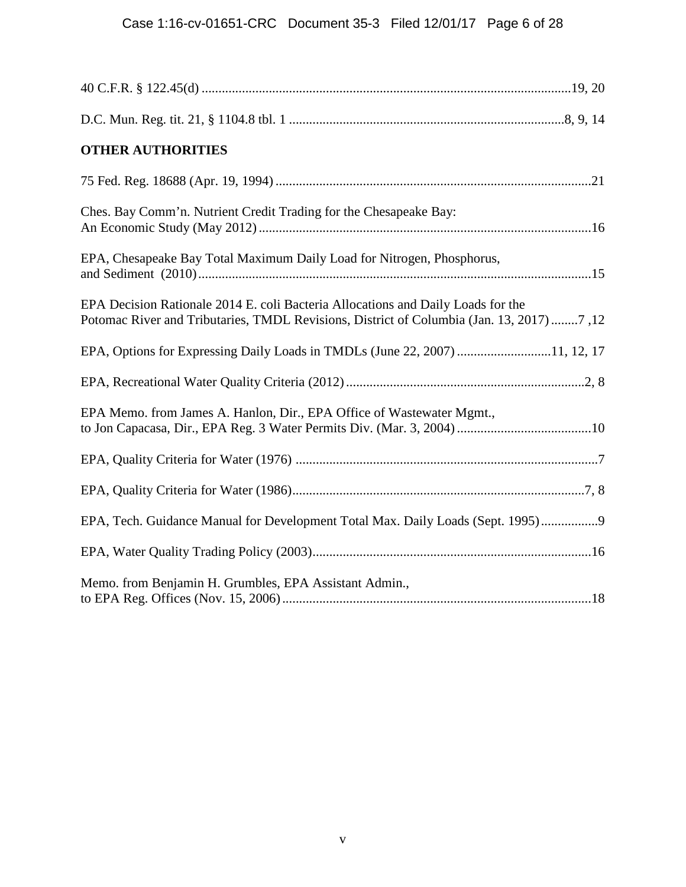40 C.F.R. § 122.45(d) ....................................................................................................19, 20

D.C. Mun. Reg. tit. 21, § 1104.8 tbl. 1 ...........................................................................8, 9, 14

**OTHER AUTHORITIES**

75 Fed. Reg. 18688 (Apr. 19, 1994) ..........................................................................................21

Ches. Bay Comm'n. Nutrient Credit Trading for the Chesapeake Bay: An Economic Study (May 2012) ..........................................................................................16

EPA, Chesapeake Bay Total Maximum Daily Load for Nitrogen, Phosphorus, and Sediment (2010) ..........................................................................................15

EPA Decision Rationale 2014 E. coli Bacteria Allocations and Daily Loads for the Potomac River and Tributaries, TMDL Revisions, District of Columbia (Jan. 13, 2017) ........7 ,12

EPA, Options for Expressing Daily Loads in TMDLs (June 22, 2007) ...........................11, 12, 17

EPA, Recreational Water Quality Criteria (2012) ......................................................................2, 8

EPA Memo. from James A. Hanlon, Dir., EPA Office of Wastewater Mgmt., to Jon Capacasa, Dir., EPA Reg. 3 Water Permits Div. (Mar. 3, 2004) ........................................10

EPA, Quality Criteria for Water (1976) ..........................................................................................7

EPA, Quality Criteria for Water (1986).......................................................................................7, 8

EPA, Tech. Guidance Manual for Development Total Max. Daily Loads (Sept. 1995).................9

EPA, Water Quality Trading Policy (2003)..................................................................................16

Memo. from Benjamin H. Grumbles, EPA Assistant Admin., to EPA Reg. Offices (Nov. 15, 2006) ............................................................................................18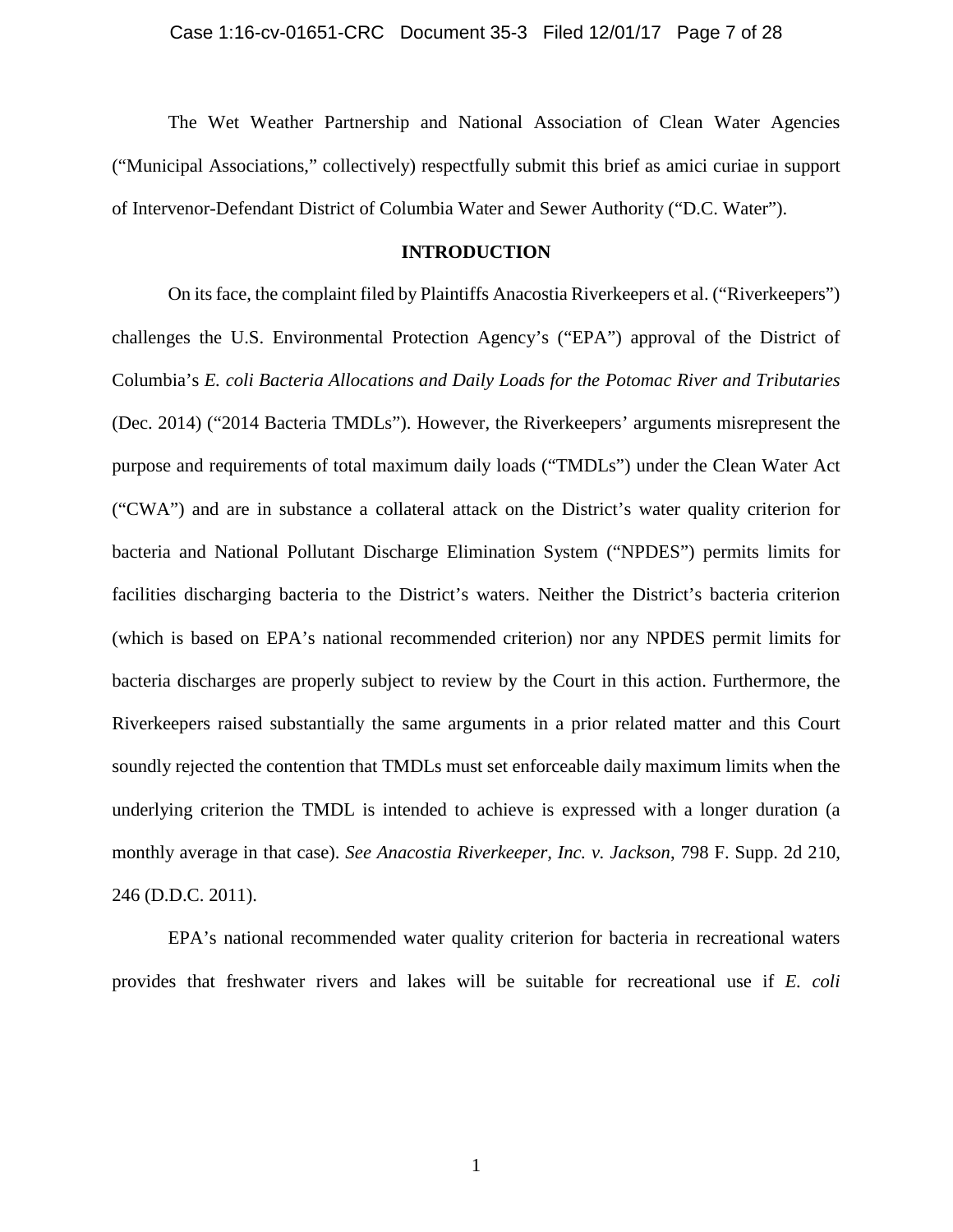The Wet Weather Partnership and National Association of Clean Water Agencies ("Municipal Associations," collectively) respectfully submit this brief as amici curiae in support of Intervenor-Defendant District of Columbia Water and Sewer Authority ("D.C. Water").

## INTRODUCTION

On its face, the complaint filed by Plaintiffs Anacostia Riverkeepers et al. ("Riverkeepers") challenges the U.S. Environmental Protection Agency's ("EPA") approval of the District of Columbia's *E. coli Bacteria Allocations and Daily Loads for the Potomac River and Tributaries* (Dec. 2014) ("2014 Bacteria TMDLs"). However, the Riverkeepers' arguments misrepresent the purpose and requirements of total maximum daily loads ("TMDLs") under the Clean Water Act ("CWA") and are in substance a collateral attack on the District's water quality criterion for bacteria and National Pollutant Discharge Elimination System ("NPDES") permits limits for facilities discharging bacteria to the District's waters. Neither the District's bacteria criterion (which is based on EPA's national recommended criterion) nor any NPDES permit limits for bacteria discharges are properly subject to review by the Court in this action. Furthermore, the Riverkeepers raised substantially the same arguments in a prior related matter and this Court soundly rejected the contention that TMDLs must set enforceable daily maximum limits when the underlying criterion the TMDL is intended to achieve is expressed with a longer duration (a monthly average in that case). *See Anacostia Riverkeeper, Inc. v. Jackson*, 798 F. Supp. 2d 210, 246 (D.D.C. 2011).

EPA's national recommended water quality criterion for bacteria in recreational waters provides that freshwater rivers and lakes will be suitable for recreational use if *E. coli*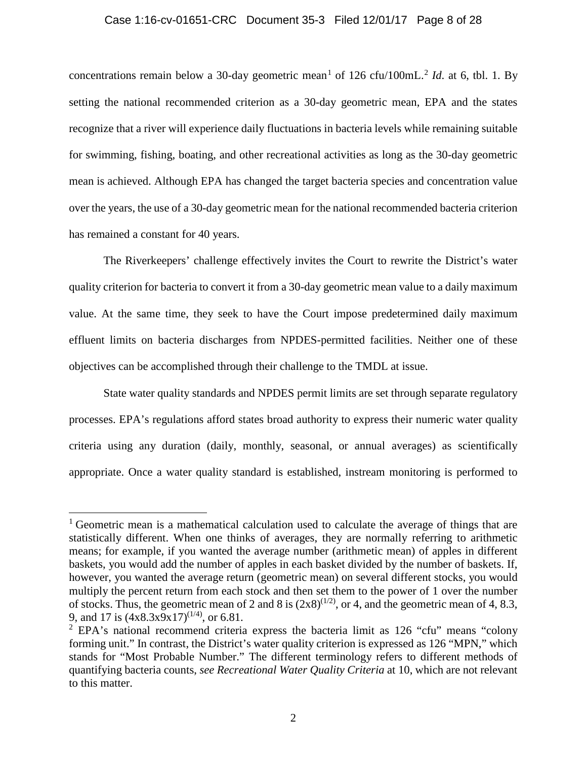concentrations remain below a 30-day geometric mean[1] of 126 cfu/100mL.[2] *Id*. at 6, tbl. 1. By setting the national recommended criterion as a 30-day geometric mean, EPA and the states recognize that a river will experience daily fluctuations in bacteria levels while remaining suitable for swimming, fishing, boating, and other recreational activities as long as the 30-day geometric mean is achieved. Although EPA has changed the target bacteria species and concentration value over the years, the use of a 30-day geometric mean for the national recommended bacteria criterion has remained a constant for 40 years.

The Riverkeepers' challenge effectively invites the Court to rewrite the District's water quality criterion for bacteria to convert it from a 30-day geometric mean value to a daily maximum value. At the same time, they seek to have the Court impose predetermined daily maximum effluent limits on bacteria discharges from NPDES-permitted facilities. Neither one of these objectives can be accomplished through their challenge to the TMDL at issue.

State water quality standards and NPDES permit limits are set through separate regulatory processes. EPA's regulations afford states broad authority to express their numeric water quality criteria using any duration (daily, monthly, seasonal, or annual averages) as scientifically appropriate. Once a water quality standard is established, instream monitoring is performed to

---

[1] Geometric mean is a mathematical calculation used to calculate the average of things that are statistically different. When one thinks of averages, they are normally referring to arithmetic means; for example, if you wanted the average number (arithmetic mean) of apples in different baskets, you would add the number of apples in each basket divided by the number of baskets. If, however, you wanted the average return (geometric mean) on several different stocks, you would multiply the percent return from each stock and then set them to the power of 1 over the number of stocks. Thus, the geometric mean of 2 and 8 is $(2x8)^{(1/2)}$, or 4, and the geometric mean of 4, 8.3, 9, and 17 is $(4x8.3x9x17)^{(1/4)}$, or 6.81.

[2] EPA's national recommend criteria express the bacteria limit as 126 "cfu" means "colony forming unit." In contrast, the District's water quality criterion is expressed as 126 "MPN," which stands for "Most Probable Number." The different terminology refers to different methods of quantifying bacteria counts, *see Recreational Water Quality Criteria* at 10, which are not relevant to this matter.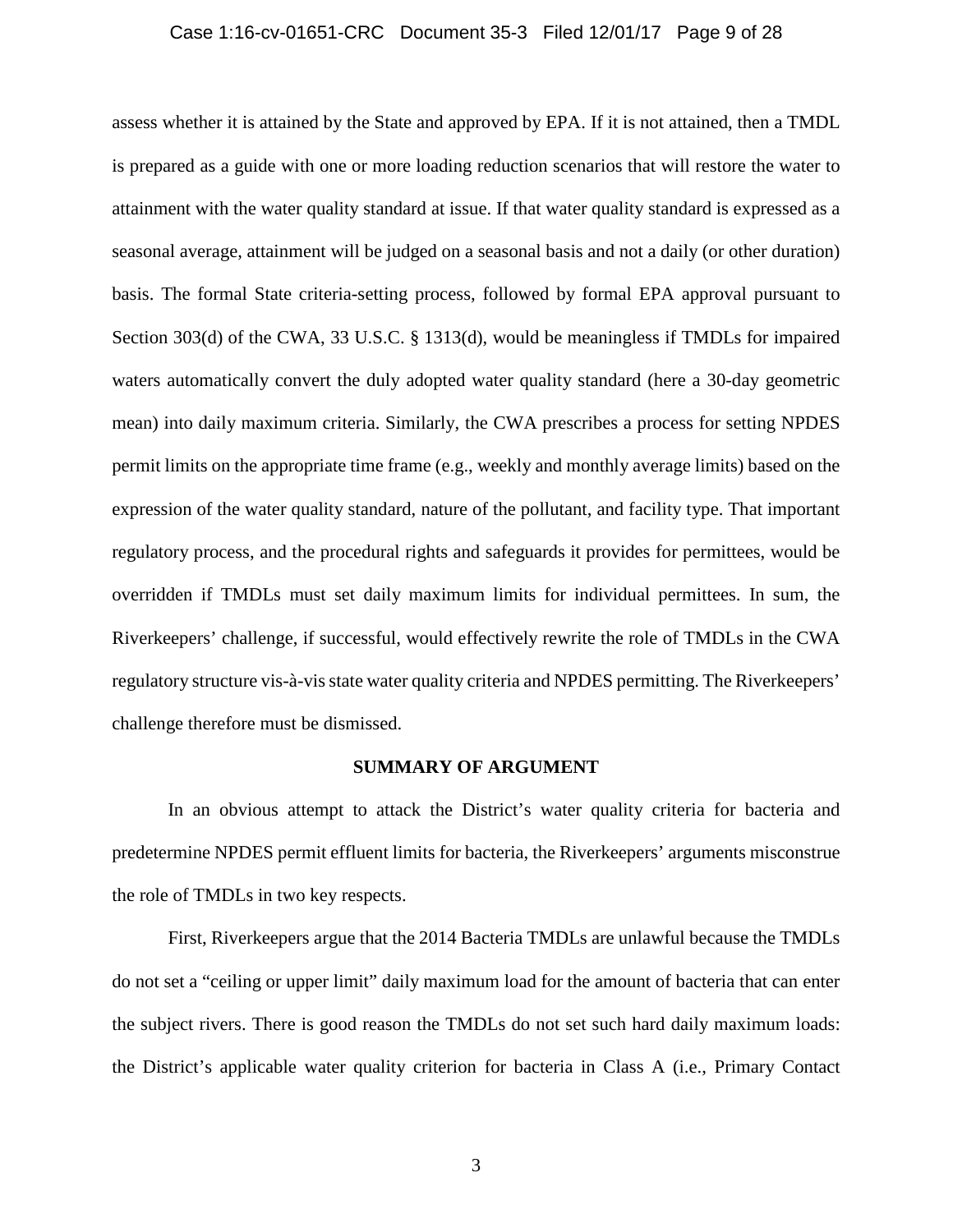assess whether it is attained by the State and approved by EPA. If it is not attained, then a TMDL is prepared as a guide with one or more loading reduction scenarios that will restore the water to attainment with the water quality standard at issue. If that water quality standard is expressed as a seasonal average, attainment will be judged on a seasonal basis and not a daily (or other duration) basis. The formal State criteria-setting process, followed by formal EPA approval pursuant to Section 303(d) of the CWA, 33 U.S.C. § 1313(d), would be meaningless if TMDLs for impaired waters automatically convert the duly adopted water quality standard (here a 30-day geometric mean) into daily maximum criteria. Similarly, the CWA prescribes a process for setting NPDES permit limits on the appropriate time frame (e.g., weekly and monthly average limits) based on the expression of the water quality standard, nature of the pollutant, and facility type. That important regulatory process, and the procedural rights and safeguards it provides for permittees, would be overridden if TMDLs must set daily maximum limits for individual permittees. In sum, the Riverkeepers' challenge, if successful, would effectively rewrite the role of TMDLs in the CWA regulatory structure vis-à-vis state water quality criteria and NPDES permitting. The Riverkeepers' challenge therefore must be dismissed.

## SUMMARY OF ARGUMENT

In an obvious attempt to attack the District's water quality criteria for bacteria and predetermine NPDES permit effluent limits for bacteria, the Riverkeepers' arguments misconstrue the role of TMDLs in two key respects.

First, Riverkeepers argue that the 2014 Bacteria TMDLs are unlawful because the TMDLs do not set a "ceiling or upper limit" daily maximum load for the amount of bacteria that can enter the subject rivers. There is good reason the TMDLs do not set such hard daily maximum loads: the District's applicable water quality criterion for bacteria in Class A (i.e., Primary Contact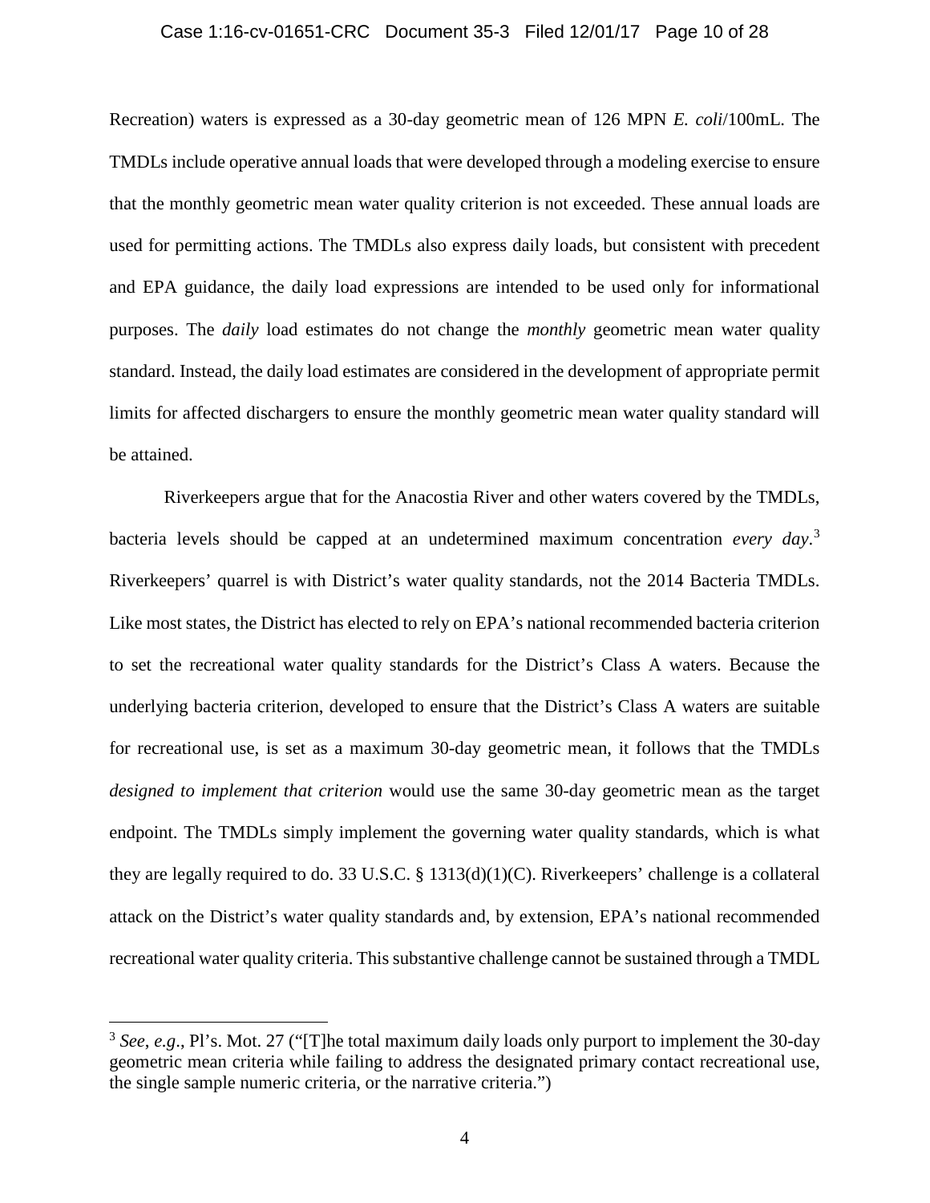Recreation) waters is expressed as a 30-day geometric mean of 126 MPN *E. coli*/100mL. The TMDLs include operative annual loads that were developed through a modeling exercise to ensure that the monthly geometric mean water quality criterion is not exceeded. These annual loads are used for permitting actions. The TMDLs also express daily loads, but consistent with precedent and EPA guidance, the daily load expressions are intended to be used only for informational purposes. The *daily* load estimates do not change the *monthly* geometric mean water quality standard. Instead, the daily load estimates are considered in the development of appropriate permit limits for affected dischargers to ensure the monthly geometric mean water quality standard will be attained.

Riverkeepers argue that for the Anacostia River and other waters covered by the TMDLs, bacteria levels should be capped at an undetermined maximum concentration *every day*.[3] Riverkeepers' quarrel is with District's water quality standards, not the 2014 Bacteria TMDLs. Like most states, the District has elected to rely on EPA's national recommended bacteria criterion to set the recreational water quality standards for the District's Class A waters. Because the underlying bacteria criterion, developed to ensure that the District's Class A waters are suitable for recreational use, is set as a maximum 30-day geometric mean, it follows that the TMDLs *designed to implement that criterion* would use the same 30-day geometric mean as the target endpoint. The TMDLs simply implement the governing water quality standards, which is what they are legally required to do. 33 U.S.C. § 1313(d)(1)(C). Riverkeepers' challenge is a collateral attack on the District's water quality standards and, by extension, EPA's national recommended recreational water quality criteria. This substantive challenge cannot be sustained through a TMDL

---

[3] *See, e.g.*, Pl's. Mot. 27 ("[T]he total maximum daily loads only purport to implement the 30-day geometric mean criteria while failing to address the designated primary contact recreational use, the single sample numeric criteria, or the narrative criteria.")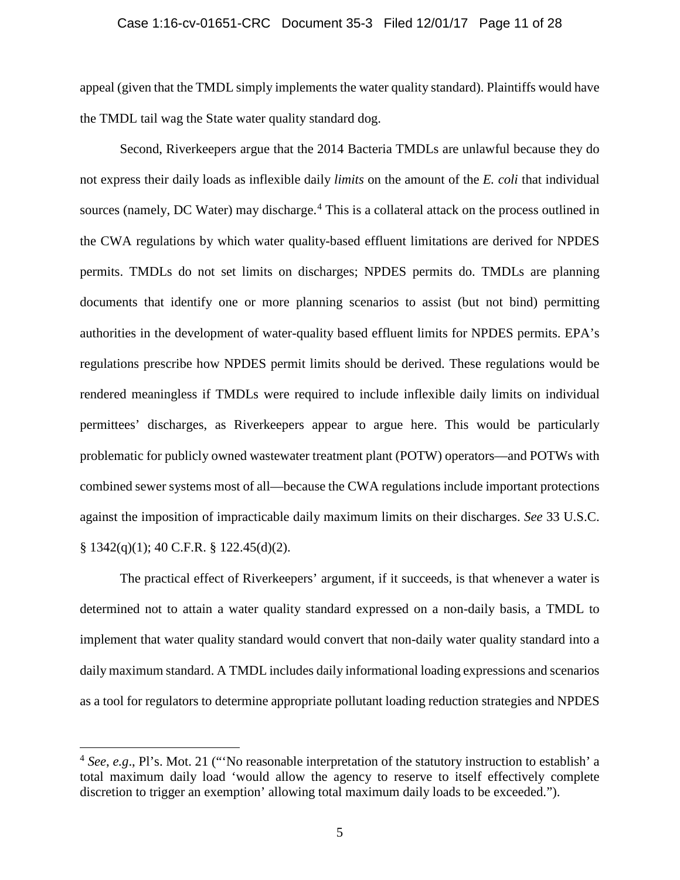appeal (given that the TMDL simply implements the water quality standard). Plaintiffs would have the TMDL tail wag the State water quality standard dog.

Second, Riverkeepers argue that the 2014 Bacteria TMDLs are unlawful because they do not express their daily loads as inflexible daily *limits* on the amount of the *E. coli* that individual sources (namely, DC Water) may discharge.[4] This is a collateral attack on the process outlined in the CWA regulations by which water quality-based effluent limitations are derived for NPDES permits. TMDLs do not set limits on discharges; NPDES permits do. TMDLs are planning documents that identify one or more planning scenarios to assist (but not bind) permitting authorities in the development of water-quality based effluent limits for NPDES permits. EPA's regulations prescribe how NPDES permit limits should be derived. These regulations would be rendered meaningless if TMDLs were required to include inflexible daily limits on individual permittees' discharges, as Riverkeepers appear to argue here. This would be particularly problematic for publicly owned wastewater treatment plant (POTW) operators—and POTWs with combined sewer systems most of all—because the CWA regulations include important protections against the imposition of impracticable daily maximum limits on their discharges. *See* 33 U.S.C. § 1342(q)(1); 40 C.F.R. § 122.45(d)(2).

The practical effect of Riverkeepers' argument, if it succeeds, is that whenever a water is determined not to attain a water quality standard expressed on a non-daily basis, a TMDL to implement that water quality standard would convert that non-daily water quality standard into a daily maximum standard. A TMDL includes daily informational loading expressions and scenarios as a tool for regulators to determine appropriate pollutant loading reduction strategies and NPDES

---

[4] *See, e.g.*, Pl's. Mot. 21 ("'No reasonable interpretation of the statutory instruction to establish' a total maximum daily load 'would allow the agency to reserve to itself effectively complete discretion to trigger an exemption' allowing total maximum daily loads to be exceeded.").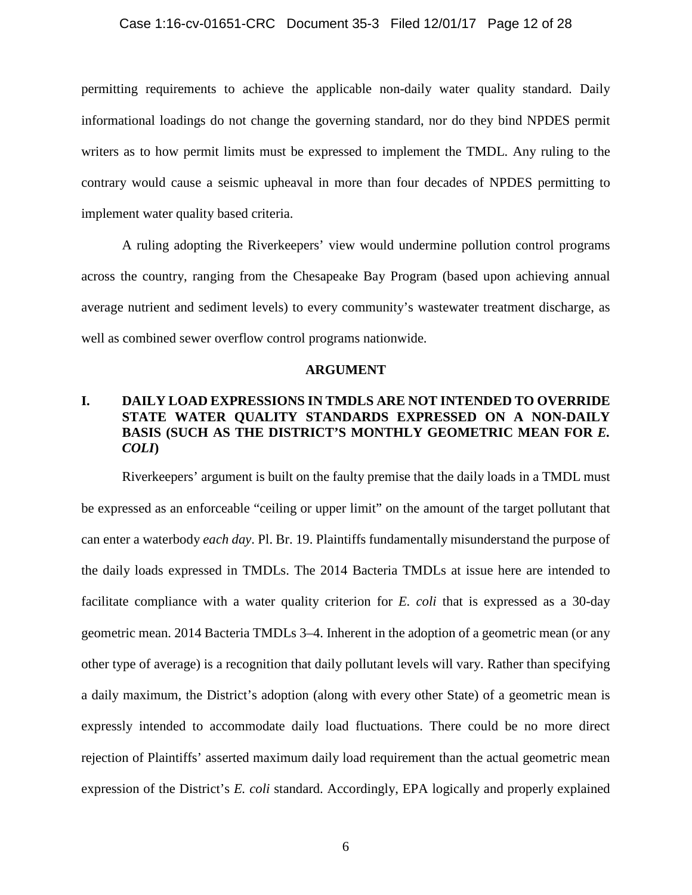permitting requirements to achieve the applicable non-daily water quality standard. Daily informational loadings do not change the governing standard, nor do they bind NPDES permit writers as to how permit limits must be expressed to implement the TMDL. Any ruling to the contrary would cause a seismic upheaval in more than four decades of NPDES permitting to implement water quality based criteria.

A ruling adopting the Riverkeepers' view would undermine pollution control programs across the country, ranging from the Chesapeake Bay Program (based upon achieving annual average nutrient and sediment levels) to every community's wastewater treatment discharge, as well as combined sewer overflow control programs nationwide.

## ARGUMENT

### I. DAILY LOAD EXPRESSIONS IN TMDLS ARE NOT INTENDED TO OVERRIDE STATE WATER QUALITY STANDARDS EXPRESSED ON A NON-DAILY BASIS (SUCH AS THE DISTRICT'S MONTHLY GEOMETRIC MEAN FOR *E. COLI*)

Riverkeepers' argument is built on the faulty premise that the daily loads in a TMDL must be expressed as an enforceable "ceiling or upper limit" on the amount of the target pollutant that can enter a waterbody *each day*. Pl. Br. 19. Plaintiffs fundamentally misunderstand the purpose of the daily loads expressed in TMDLs. The 2014 Bacteria TMDLs at issue here are intended to facilitate compliance with a water quality criterion for *E. coli* that is expressed as a 30-day geometric mean. 2014 Bacteria TMDLs 3–4. Inherent in the adoption of a geometric mean (or any other type of average) is a recognition that daily pollutant levels will vary. Rather than specifying a daily maximum, the District's adoption (along with every other State) of a geometric mean is expressly intended to accommodate daily load fluctuations. There could be no more direct rejection of Plaintiffs' asserted maximum daily load requirement than the actual geometric mean expression of the District's *E. coli* standard. Accordingly, EPA logically and properly explained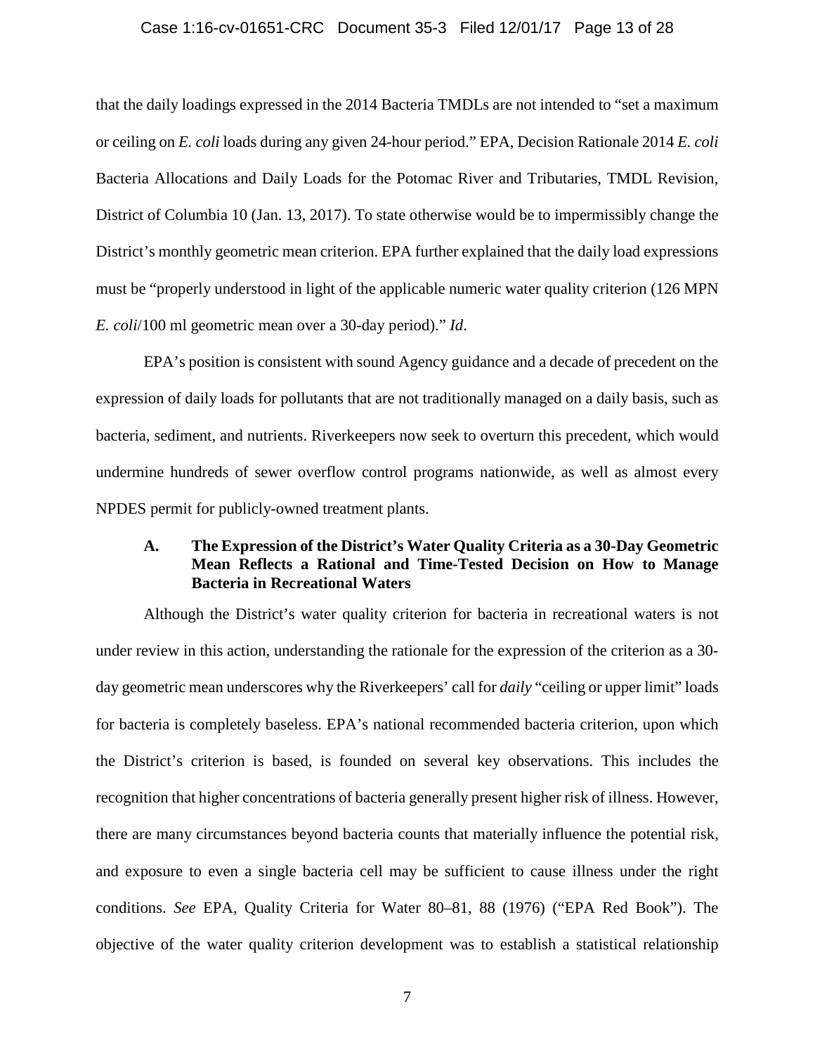that the daily loadings expressed in the 2014 Bacteria TMDLs are not intended to "set a maximum or ceiling on *E. coli* loads during any given 24-hour period." EPA, Decision Rationale 2014 *E. coli* Bacteria Allocations and Daily Loads for the Potomac River and Tributaries, TMDL Revision, District of Columbia 10 (Jan. 13, 2017). To state otherwise would be to impermissibly change the District's monthly geometric mean criterion. EPA further explained that the daily load expressions must be "properly understood in light of the applicable numeric water quality criterion (126 MPN *E. coli*/100 ml geometric mean over a 30-day period)." *Id*.

EPA's position is consistent with sound Agency guidance and a decade of precedent on the expression of daily loads for pollutants that are not traditionally managed on a daily basis, such as bacteria, sediment, and nutrients. Riverkeepers now seek to overturn this precedent, which would undermine hundreds of sewer overflow control programs nationwide, as well as almost every NPDES permit for publicly-owned treatment plants.

### A. The Expression of the District's Water Quality Criteria as a 30-Day Geometric Mean Reflects a Rational and Time-Tested Decision on How to Manage Bacteria in Recreational Waters

Although the District's water quality criterion for bacteria in recreational waters is not under review in this action, understanding the rationale for the expression of the criterion as a 30-day geometric mean underscores why the Riverkeepers' call for *daily* "ceiling or upper limit" loads for bacteria is completely baseless. EPA's national recommended bacteria criterion, upon which the District's criterion is based, is founded on several key observations. This includes the recognition that higher concentrations of bacteria generally present higher risk of illness. However, there are many circumstances beyond bacteria counts that materially influence the potential risk, and exposure to even a single bacteria cell may be sufficient to cause illness under the right conditions. *See* EPA, Quality Criteria for Water 80–81, 88 (1976) ("EPA Red Book"). The objective of the water quality criterion development was to establish a statistical relationship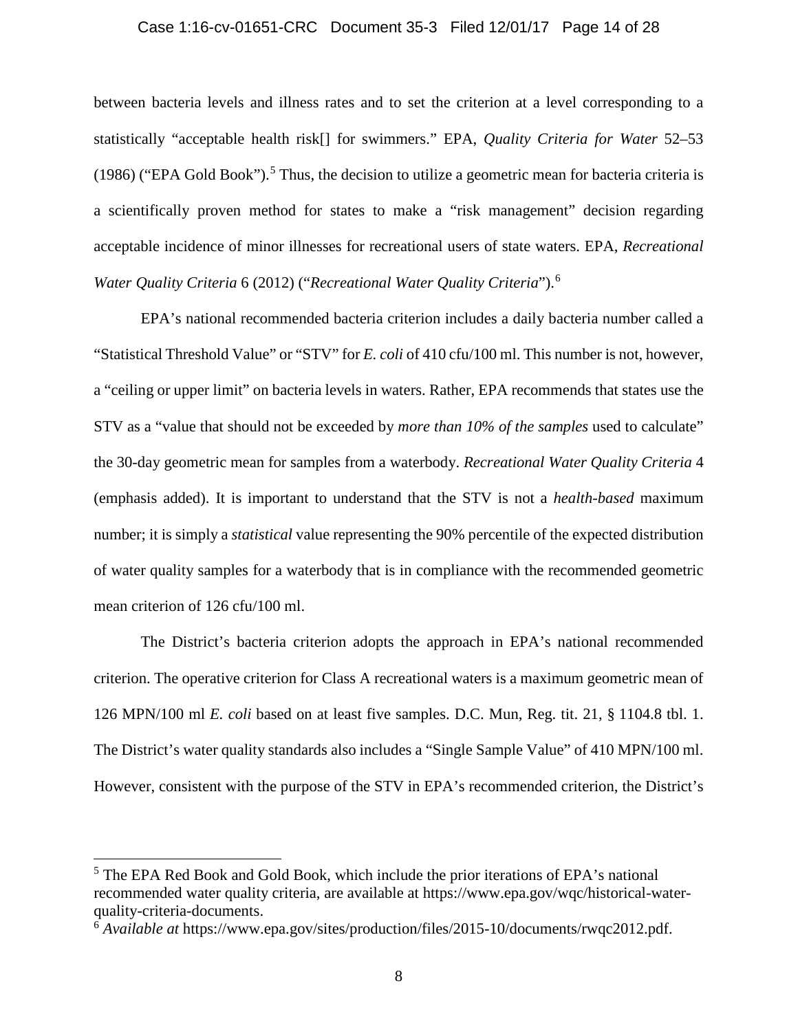between bacteria levels and illness rates and to set the criterion at a level corresponding to a statistically "acceptable health risk[] for swimmers." EPA, *Quality Criteria for Water* 52–53 (1986) ("EPA Gold Book").[5] Thus, the decision to utilize a geometric mean for bacteria criteria is a scientifically proven method for states to make a "risk management" decision regarding acceptable incidence of minor illnesses for recreational users of state waters. EPA, *Recreational Water Quality Criteria* 6 (2012) ("*Recreational Water Quality Criteria*").[6]

EPA's national recommended bacteria criterion includes a daily bacteria number called a "Statistical Threshold Value" or "STV" for *E. coli* of 410 cfu/100 ml. This number is not, however, a "ceiling or upper limit" on bacteria levels in waters. Rather, EPA recommends that states use the STV as a "value that should not be exceeded by *more than 10% of the samples* used to calculate" the 30-day geometric mean for samples from a waterbody. *Recreational Water Quality Criteria* 4 (emphasis added). It is important to understand that the STV is not a *health-based* maximum number; it is simply a *statistical* value representing the 90% percentile of the expected distribution of water quality samples for a waterbody that is in compliance with the recommended geometric mean criterion of 126 cfu/100 ml.

The District's bacteria criterion adopts the approach in EPA's national recommended criterion. The operative criterion for Class A recreational waters is a maximum geometric mean of 126 MPN/100 ml *E. coli* based on at least five samples. D.C. Mun, Reg. tit. 21, § 1104.8 tbl. 1. The District's water quality standards also includes a "Single Sample Value" of 410 MPN/100 ml. However, consistent with the purpose of the STV in EPA's recommended criterion, the District's

---

[5] The EPA Red Book and Gold Book, which include the prior iterations of EPA's national recommended water quality criteria, are available at https://www.epa.gov/wqc/historical-water-quality-criteria-documents.

[6] *Available at* https://www.epa.gov/sites/production/files/2015-10/documents/rwqc2012.pdf.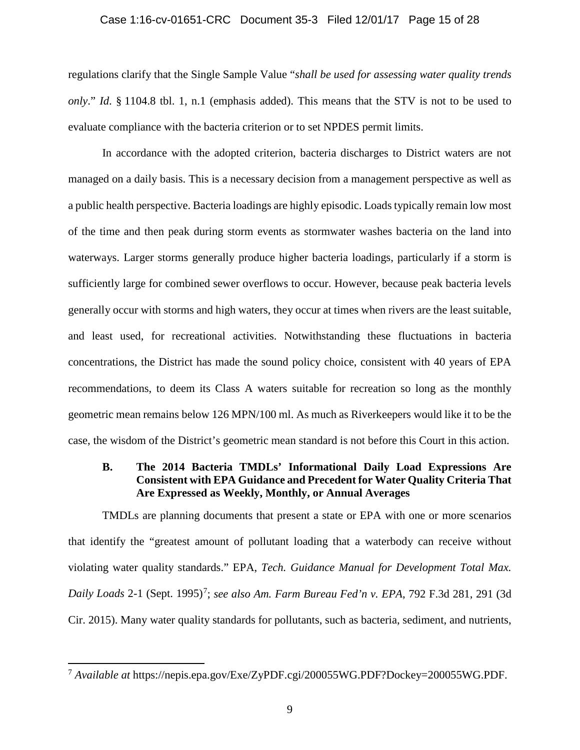regulations clarify that the Single Sample Value "*shall be used for assessing water quality trends only*." *Id*. § 1104.8 tbl. 1, n.1 (emphasis added). This means that the STV is not to be used to evaluate compliance with the bacteria criterion or to set NPDES permit limits.

In accordance with the adopted criterion, bacteria discharges to District waters are not managed on a daily basis. This is a necessary decision from a management perspective as well as a public health perspective. Bacteria loadings are highly episodic. Loads typically remain low most of the time and then peak during storm events as stormwater washes bacteria on the land into waterways. Larger storms generally produce higher bacteria loadings, particularly if a storm is sufficiently large for combined sewer overflows to occur. However, because peak bacteria levels generally occur with storms and high waters, they occur at times when rivers are the least suitable, and least used, for recreational activities. Notwithstanding these fluctuations in bacteria concentrations, the District has made the sound policy choice, consistent with 40 years of EPA recommendations, to deem its Class A waters suitable for recreation so long as the monthly geometric mean remains below 126 MPN/100 ml. As much as Riverkeepers would like it to be the case, the wisdom of the District's geometric mean standard is not before this Court in this action.

### B. The 2014 Bacteria TMDLs' Informational Daily Load Expressions Are Consistent with EPA Guidance and Precedent for Water Quality Criteria That Are Expressed as Weekly, Monthly, or Annual Averages

TMDLs are planning documents that present a state or EPA with one or more scenarios that identify the "greatest amount of pollutant loading that a waterbody can receive without violating water quality standards." EPA, *Tech. Guidance Manual for Development Total Max. Daily Loads* 2-1 (Sept. 1995)[7]; *see also Am. Farm Bureau Fed'n v. EPA*, 792 F.3d 281, 291 (3d Cir. 2015). Many water quality standards for pollutants, such as bacteria, sediment, and nutrients,

[7] *Available at* https://nepis.epa.gov/Exe/ZyPDF.cgi/200055WG.PDF?Dockey=200055WG.PDF.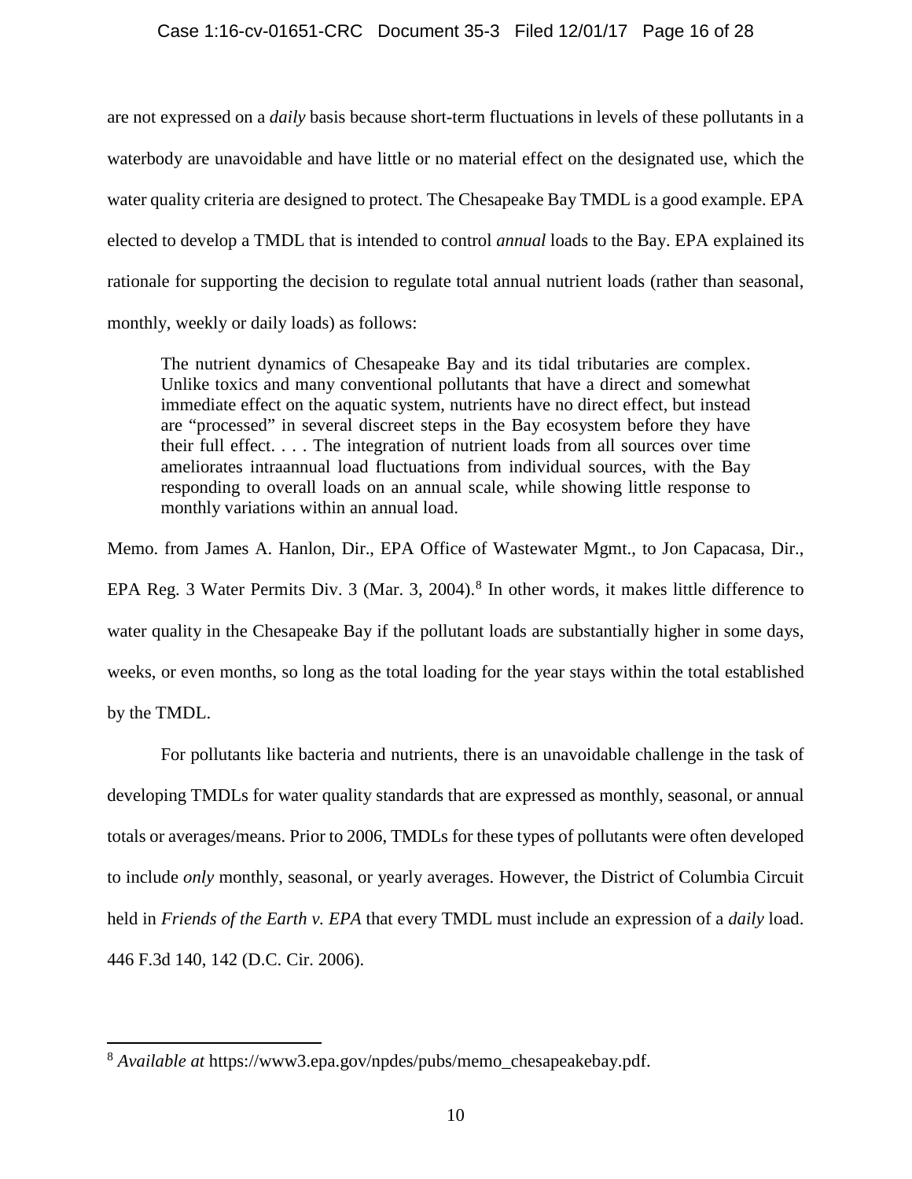are not expressed on a *daily* basis because short-term fluctuations in levels of these pollutants in a waterbody are unavoidable and have little or no material effect on the designated use, which the water quality criteria are designed to protect. The Chesapeake Bay TMDL is a good example. EPA elected to develop a TMDL that is intended to control *annual* loads to the Bay. EPA explained its rationale for supporting the decision to regulate total annual nutrient loads (rather than seasonal, monthly, weekly or daily loads) as follows:

> The nutrient dynamics of Chesapeake Bay and its tidal tributaries are complex. Unlike toxics and many conventional pollutants that have a direct and somewhat immediate effect on the aquatic system, nutrients have no direct effect, but instead are "processed" in several discreet steps in the Bay ecosystem before they have their full effect. . . . The integration of nutrient loads from all sources over time ameliorates intraannual load fluctuations from individual sources, with the Bay responding to overall loads on an annual scale, while showing little response to monthly variations within an annual load.

Memo. from James A. Hanlon, Dir., EPA Office of Wastewater Mgmt., to Jon Capacasa, Dir., EPA Reg. 3 Water Permits Div. 3 (Mar. 3, 2004).[8] In other words, it makes little difference to water quality in the Chesapeake Bay if the pollutant loads are substantially higher in some days, weeks, or even months, so long as the total loading for the year stays within the total established by the TMDL.

For pollutants like bacteria and nutrients, there is an unavoidable challenge in the task of developing TMDLs for water quality standards that are expressed as monthly, seasonal, or annual totals or averages/means. Prior to 2006, TMDLs for these types of pollutants were often developed to include *only* monthly, seasonal, or yearly averages. However, the District of Columbia Circuit held in *Friends of the Earth v. EPA* that every TMDL must include an expression of a *daily* load. 446 F.3d 140, 142 (D.C. Cir. 2006).

---

[8] *Available at* https://www3.epa.gov/npdes/pubs/memo_chesapeakebay.pdf.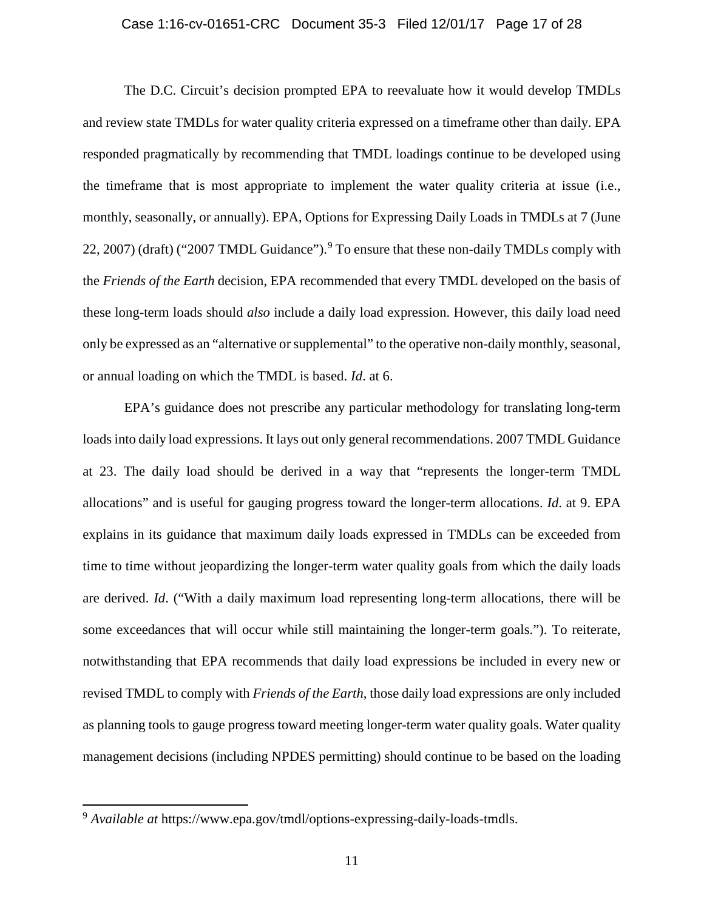The D.C. Circuit's decision prompted EPA to reevaluate how it would develop TMDLs and review state TMDLs for water quality criteria expressed on a timeframe other than daily. EPA responded pragmatically by recommending that TMDL loadings continue to be developed using the timeframe that is most appropriate to implement the water quality criteria at issue (i.e., monthly, seasonally, or annually). EPA, Options for Expressing Daily Loads in TMDLs at 7 (June 22, 2007) (draft) ("2007 TMDL Guidance").[9] To ensure that these non-daily TMDLs comply with the *Friends of the Earth* decision, EPA recommended that every TMDL developed on the basis of these long-term loads should *also* include a daily load expression. However, this daily load need only be expressed as an "alternative or supplemental" to the operative non-daily monthly, seasonal, or annual loading on which the TMDL is based. *Id*. at 6.

EPA's guidance does not prescribe any particular methodology for translating long-term loads into daily load expressions. It lays out only general recommendations. 2007 TMDL Guidance at 23. The daily load should be derived in a way that "represents the longer-term TMDL allocations" and is useful for gauging progress toward the longer-term allocations. *Id*. at 9. EPA explains in its guidance that maximum daily loads expressed in TMDLs can be exceeded from time to time without jeopardizing the longer-term water quality goals from which the daily loads are derived. *Id*. ("With a daily maximum load representing long-term allocations, there will be some exceedances that will occur while still maintaining the longer-term goals."). To reiterate, notwithstanding that EPA recommends that daily load expressions be included in every new or revised TMDL to comply with *Friends of the Earth*, those daily load expressions are only included as planning tools to gauge progress toward meeting longer-term water quality goals. Water quality management decisions (including NPDES permitting) should continue to be based on the loading

[9] *Available at* https://www.epa.gov/tmdl/options-expressing-daily-loads-tmdls.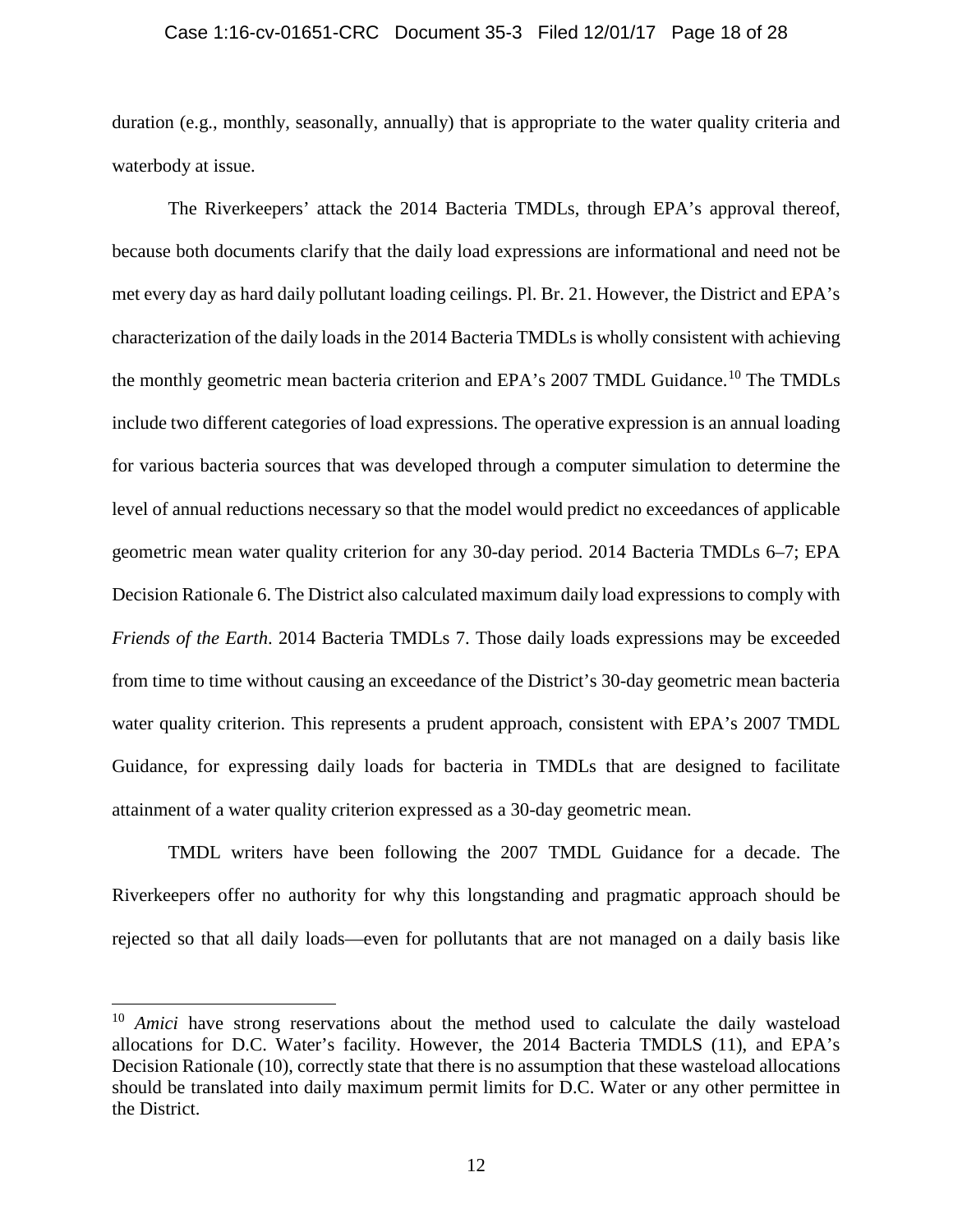duration (e.g., monthly, seasonally, annually) that is appropriate to the water quality criteria and waterbody at issue.

The Riverkeepers' attack the 2014 Bacteria TMDLs, through EPA's approval thereof, because both documents clarify that the daily load expressions are informational and need not be met every day as hard daily pollutant loading ceilings. Pl. Br. 21. However, the District and EPA's characterization of the daily loads in the 2014 Bacteria TMDLs is wholly consistent with achieving the monthly geometric mean bacteria criterion and EPA's 2007 TMDL Guidance.[10] The TMDLs include two different categories of load expressions. The operative expression is an annual loading for various bacteria sources that was developed through a computer simulation to determine the level of annual reductions necessary so that the model would predict no exceedances of applicable geometric mean water quality criterion for any 30-day period. 2014 Bacteria TMDLs 6–7; EPA Decision Rationale 6. The District also calculated maximum daily load expressions to comply with *Friends of the Earth*. 2014 Bacteria TMDLs 7. Those daily loads expressions may be exceeded from time to time without causing an exceedance of the District's 30-day geometric mean bacteria water quality criterion. This represents a prudent approach, consistent with EPA's 2007 TMDL Guidance, for expressing daily loads for bacteria in TMDLs that are designed to facilitate attainment of a water quality criterion expressed as a 30-day geometric mean.

TMDL writers have been following the 2007 TMDL Guidance for a decade. The Riverkeepers offer no authority for why this longstanding and pragmatic approach should be rejected so that all daily loads—even for pollutants that are not managed on a daily basis like

---

[10] *Amici* have strong reservations about the method used to calculate the daily wasteload allocations for D.C. Water's facility. However, the 2014 Bacteria TMDLS (11), and EPA's Decision Rationale (10), correctly state that there is no assumption that these wasteload allocations should be translated into daily maximum permit limits for D.C. Water or any other permittee in the District.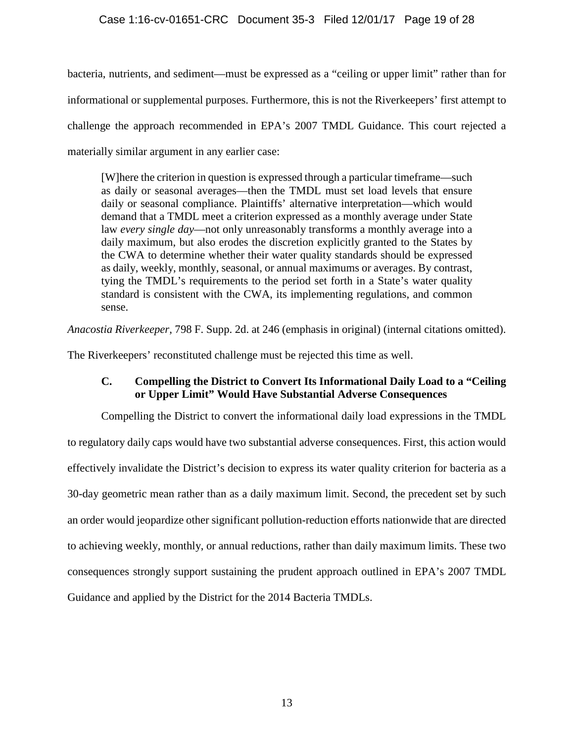bacteria, nutrients, and sediment—must be expressed as a "ceiling or upper limit" rather than for informational or supplemental purposes. Furthermore, this is not the Riverkeepers' first attempt to challenge the approach recommended in EPA's 2007 TMDL Guidance. This court rejected a materially similar argument in any earlier case:

> [W]here the criterion in question is expressed through a particular timeframe—such as daily or seasonal averages—then the TMDL must set load levels that ensure daily or seasonal compliance. Plaintiffs' alternative interpretation—which would demand that a TMDL meet a criterion expressed as a monthly average under State law *every single day*—not only unreasonably transforms a monthly average into a daily maximum, but also erodes the discretion explicitly granted to the States by the CWA to determine whether their water quality standards should be expressed as daily, weekly, monthly, seasonal, or annual maximums or averages. By contrast, tying the TMDL's requirements to the period set forth in a State's water quality standard is consistent with the CWA, its implementing regulations, and common sense.

*Anacostia Riverkeeper*, 798 F. Supp. 2d. at 246 (emphasis in original) (internal citations omitted).

The Riverkeepers' reconstituted challenge must be rejected this time as well.

### C. Compelling the District to Convert Its Informational Daily Load to a "Ceiling or Upper Limit" Would Have Substantial Adverse Consequences

Compelling the District to convert the informational daily load expressions in the TMDL to regulatory daily caps would have two substantial adverse consequences. First, this action would effectively invalidate the District's decision to express its water quality criterion for bacteria as a 30-day geometric mean rather than as a daily maximum limit. Second, the precedent set by such an order would jeopardize other significant pollution-reduction efforts nationwide that are directed to achieving weekly, monthly, or annual reductions, rather than daily maximum limits. These two consequences strongly support sustaining the prudent approach outlined in EPA's 2007 TMDL Guidance and applied by the District for the 2014 Bacteria TMDLs.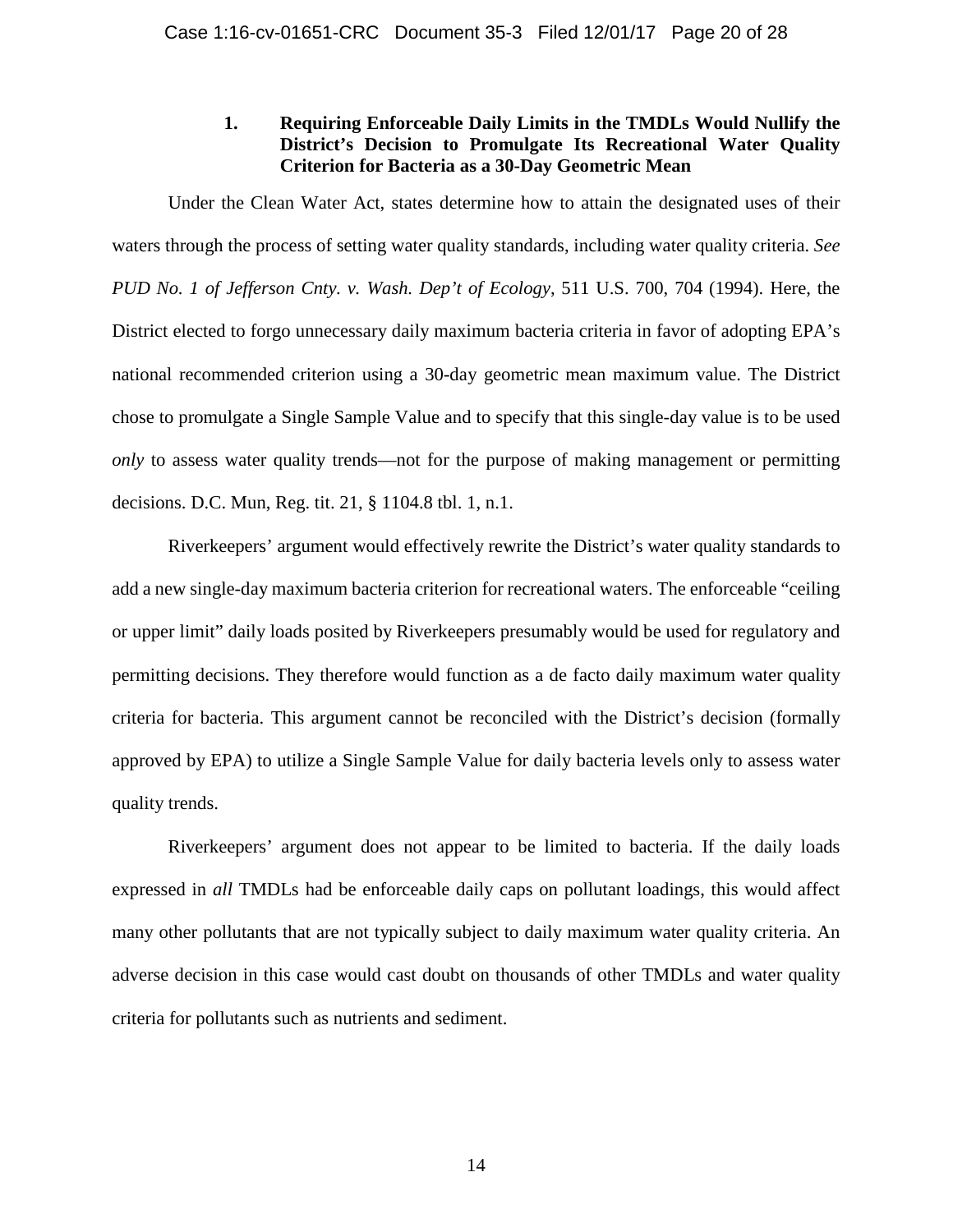### 1. Requiring Enforceable Daily Limits in the TMDLs Would Nullify the District's Decision to Promulgate Its Recreational Water Quality Criterion for Bacteria as a 30-Day Geometric Mean

Under the Clean Water Act, states determine how to attain the designated uses of their waters through the process of setting water quality standards, including water quality criteria. *See PUD No. 1 of Jefferson Cnty. v. Wash. Dep't of Ecology*, 511 U.S. 700, 704 (1994). Here, the District elected to forgo unnecessary daily maximum bacteria criteria in favor of adopting EPA's national recommended criterion using a 30-day geometric mean maximum value. The District chose to promulgate a Single Sample Value and to specify that this single-day value is to be used *only* to assess water quality trends—not for the purpose of making management or permitting decisions. D.C. Mun, Reg. tit. 21, § 1104.8 tbl. 1, n.1.

Riverkeepers' argument would effectively rewrite the District's water quality standards to add a new single-day maximum bacteria criterion for recreational waters. The enforceable "ceiling or upper limit" daily loads posited by Riverkeepers presumably would be used for regulatory and permitting decisions. They therefore would function as a de facto daily maximum water quality criteria for bacteria. This argument cannot be reconciled with the District's decision (formally approved by EPA) to utilize a Single Sample Value for daily bacteria levels only to assess water quality trends.

Riverkeepers' argument does not appear to be limited to bacteria. If the daily loads expressed in *all* TMDLs had be enforceable daily caps on pollutant loadings, this would affect many other pollutants that are not typically subject to daily maximum water quality criteria. An adverse decision in this case would cast doubt on thousands of other TMDLs and water quality criteria for pollutants such as nutrients and sediment.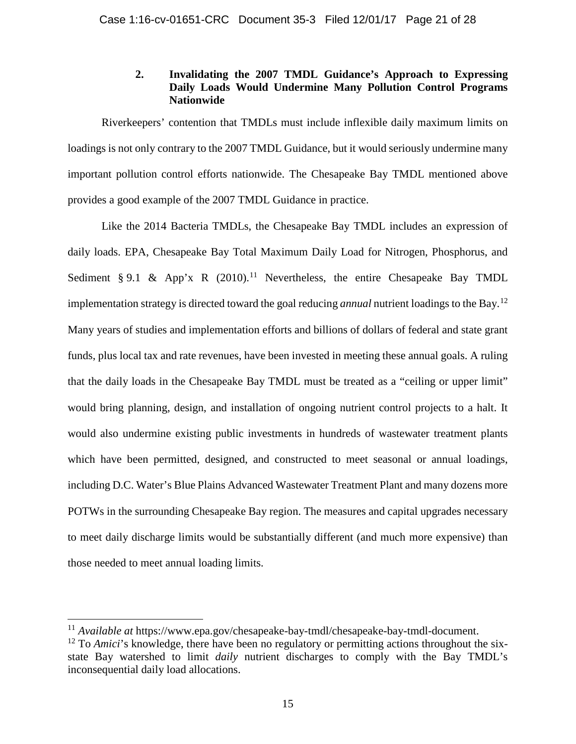### 2. Invalidating the 2007 TMDL Guidance's Approach to Expressing Daily Loads Would Undermine Many Pollution Control Programs Nationwide

Riverkeepers' contention that TMDLs must include inflexible daily maximum limits on loadings is not only contrary to the 2007 TMDL Guidance, but it would seriously undermine many important pollution control efforts nationwide. The Chesapeake Bay TMDL mentioned above provides a good example of the 2007 TMDL Guidance in practice.

Like the 2014 Bacteria TMDLs, the Chesapeake Bay TMDL includes an expression of daily loads. EPA, Chesapeake Bay Total Maximum Daily Load for Nitrogen, Phosphorus, and Sediment § 9.1 & App'x R (2010).[11] Nevertheless, the entire Chesapeake Bay TMDL implementation strategy is directed toward the goal reducing *annual* nutrient loadings to the Bay.[12] Many years of studies and implementation efforts and billions of dollars of federal and state grant funds, plus local tax and rate revenues, have been invested in meeting these annual goals. A ruling that the daily loads in the Chesapeake Bay TMDL must be treated as a "ceiling or upper limit" would bring planning, design, and installation of ongoing nutrient control projects to a halt. It would also undermine existing public investments in hundreds of wastewater treatment plants which have been permitted, designed, and constructed to meet seasonal or annual loadings, including D.C. Water's Blue Plains Advanced Wastewater Treatment Plant and many dozens more POTWs in the surrounding Chesapeake Bay region. The measures and capital upgrades necessary to meet daily discharge limits would be substantially different (and much more expensive) than those needed to meet annual loading limits.

---

[11] *Available at* https://www.epa.gov/chesapeake-bay-tmdl/chesapeake-bay-tmdl-document.

[12] To *Amici*'s knowledge, there have been no regulatory or permitting actions throughout the six-state Bay watershed to limit *daily* nutrient discharges to comply with the Bay TMDL's inconsequential daily load allocations.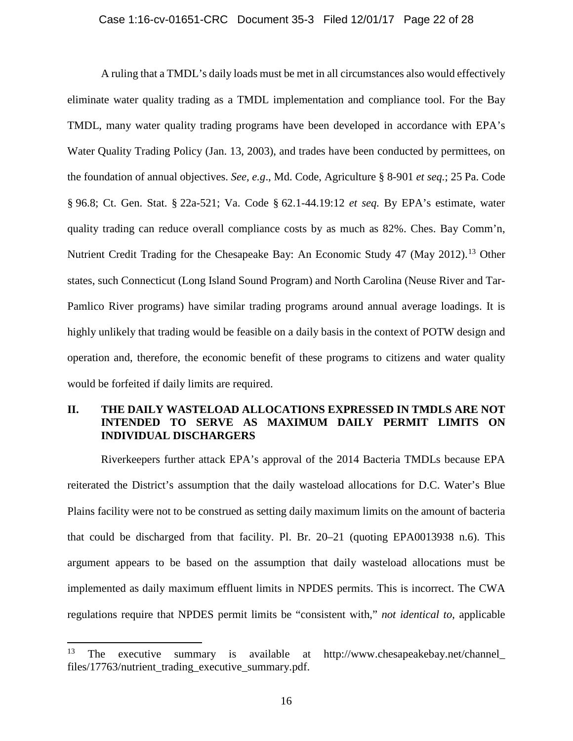A ruling that a TMDL's daily loads must be met in all circumstances also would effectively eliminate water quality trading as a TMDL implementation and compliance tool. For the Bay TMDL, many water quality trading programs have been developed in accordance with EPA's Water Quality Trading Policy (Jan. 13, 2003), and trades have been conducted by permittees, on the foundation of annual objectives. *See, e.g*., Md. Code, Agriculture § 8-901 *et seq.*; 25 Pa. Code § 96.8; Ct. Gen. Stat. § 22a-521; Va. Code § 62.1-44.19:12 *et seq.* By EPA's estimate, water quality trading can reduce overall compliance costs by as much as 82%. Ches. Bay Comm'n, Nutrient Credit Trading for the Chesapeake Bay: An Economic Study 47 (May 2012).[13] Other states, such Connecticut (Long Island Sound Program) and North Carolina (Neuse River and Tar-Pamlico River programs) have similar trading programs around annual average loadings. It is highly unlikely that trading would be feasible on a daily basis in the context of POTW design and operation and, therefore, the economic benefit of these programs to citizens and water quality would be forfeited if daily limits are required.

## II. THE DAILY WASTELOAD ALLOCATIONS EXPRESSED IN TMDLS ARE NOT INTENDED TO SERVE AS MAXIMUM DAILY PERMIT LIMITS ON INDIVIDUAL DISCHARGERS

Riverkeepers further attack EPA's approval of the 2014 Bacteria TMDLs because EPA reiterated the District's assumption that the daily wasteload allocations for D.C. Water's Blue Plains facility were not to be construed as setting daily maximum limits on the amount of bacteria that could be discharged from that facility. Pl. Br. 20–21 (quoting EPA0013938 n.6). This argument appears to be based on the assumption that daily wasteload allocations must be implemented as daily maximum effluent limits in NPDES permits. This is incorrect. The CWA regulations require that NPDES permit limits be "consistent with," *not identical to*, applicable

[13] The executive summary is available at http://www.chesapeakebay.net/channel_files/17763/nutrient_trading_executive_summary.pdf.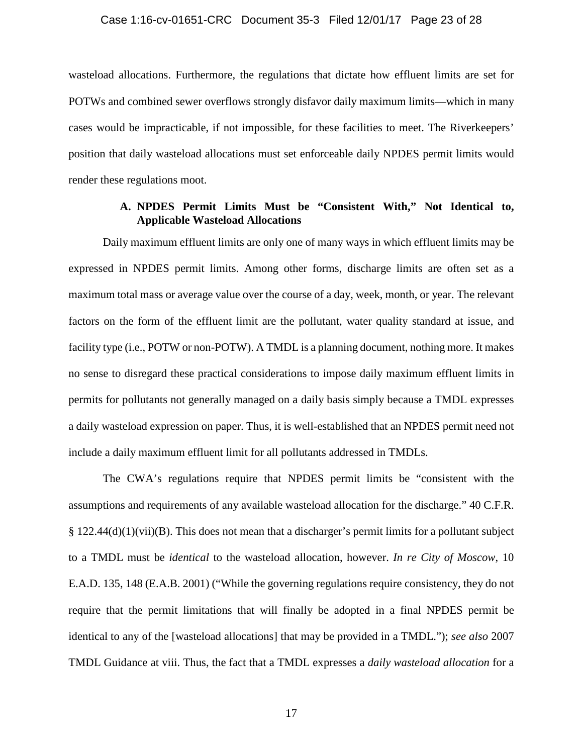wasteload allocations. Furthermore, the regulations that dictate how effluent limits are set for POTWs and combined sewer overflows strongly disfavor daily maximum limits—which in many cases would be impracticable, if not impossible, for these facilities to meet. The Riverkeepers' position that daily wasteload allocations must set enforceable daily NPDES permit limits would render these regulations moot.

### A. NPDES Permit Limits Must be "Consistent With," Not Identical to, Applicable Wasteload Allocations

Daily maximum effluent limits are only one of many ways in which effluent limits may be expressed in NPDES permit limits. Among other forms, discharge limits are often set as a maximum total mass or average value over the course of a day, week, month, or year. The relevant factors on the form of the effluent limit are the pollutant, water quality standard at issue, and facility type (i.e., POTW or non-POTW). A TMDL is a planning document, nothing more. It makes no sense to disregard these practical considerations to impose daily maximum effluent limits in permits for pollutants not generally managed on a daily basis simply because a TMDL expresses a daily wasteload expression on paper. Thus, it is well-established that an NPDES permit need not include a daily maximum effluent limit for all pollutants addressed in TMDLs.

The CWA's regulations require that NPDES permit limits be "consistent with the assumptions and requirements of any available wasteload allocation for the discharge." 40 C.F.R. § 122.44(d)(1)(vii)(B). This does not mean that a discharger's permit limits for a pollutant subject to a TMDL must be *identical* to the wasteload allocation, however. *In re City of Moscow*, 10 E.A.D. 135, 148 (E.A.B. 2001) ("While the governing regulations require consistency, they do not require that the permit limitations that will finally be adopted in a final NPDES permit be identical to any of the [wasteload allocations] that may be provided in a TMDL."); *see also* 2007 TMDL Guidance at viii. Thus, the fact that a TMDL expresses a *daily wasteload allocation* for a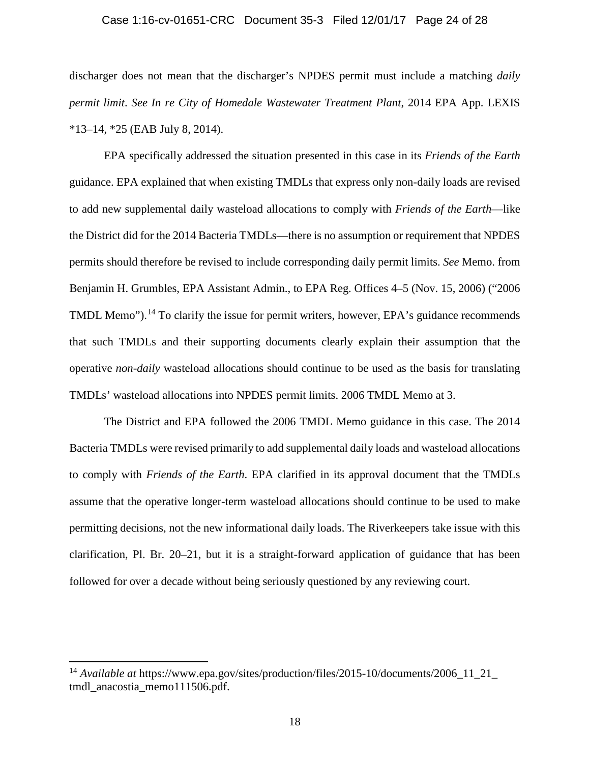discharger does not mean that the discharger's NPDES permit must include a matching *daily permit limit*. *See In re City of Homedale Wastewater Treatment Plant*, 2014 EPA App. LEXIS *13–14, *25 (EAB July 8, 2014).

EPA specifically addressed the situation presented in this case in its *Friends of the Earth* guidance. EPA explained that when existing TMDLs that express only non-daily loads are revised to add new supplemental daily wasteload allocations to comply with *Friends of the Earth*—like the District did for the 2014 Bacteria TMDLs—there is no assumption or requirement that NPDES permits should therefore be revised to include corresponding daily permit limits. *See* Memo. from Benjamin H. Grumbles, EPA Assistant Admin., to EPA Reg. Offices 4–5 (Nov. 15, 2006) ("2006 TMDL Memo").[14] To clarify the issue for permit writers, however, EPA's guidance recommends that such TMDLs and their supporting documents clearly explain their assumption that the operative *non-daily* wasteload allocations should continue to be used as the basis for translating TMDLs' wasteload allocations into NPDES permit limits. 2006 TMDL Memo at 3.

The District and EPA followed the 2006 TMDL Memo guidance in this case. The 2014 Bacteria TMDLs were revised primarily to add supplemental daily loads and wasteload allocations to comply with *Friends of the Earth*. EPA clarified in its approval document that the TMDLs assume that the operative longer-term wasteload allocations should continue to be used to make permitting decisions, not the new informational daily loads. The Riverkeepers take issue with this clarification, Pl. Br. 20–21, but it is a straight-forward application of guidance that has been followed for over a decade without being seriously questioned by any reviewing court.

---

[14] *Available at* https://www.epa.gov/sites/production/files/2015-10/documents/2006_11_21_tmdl_anacostia_memo111506.pdf.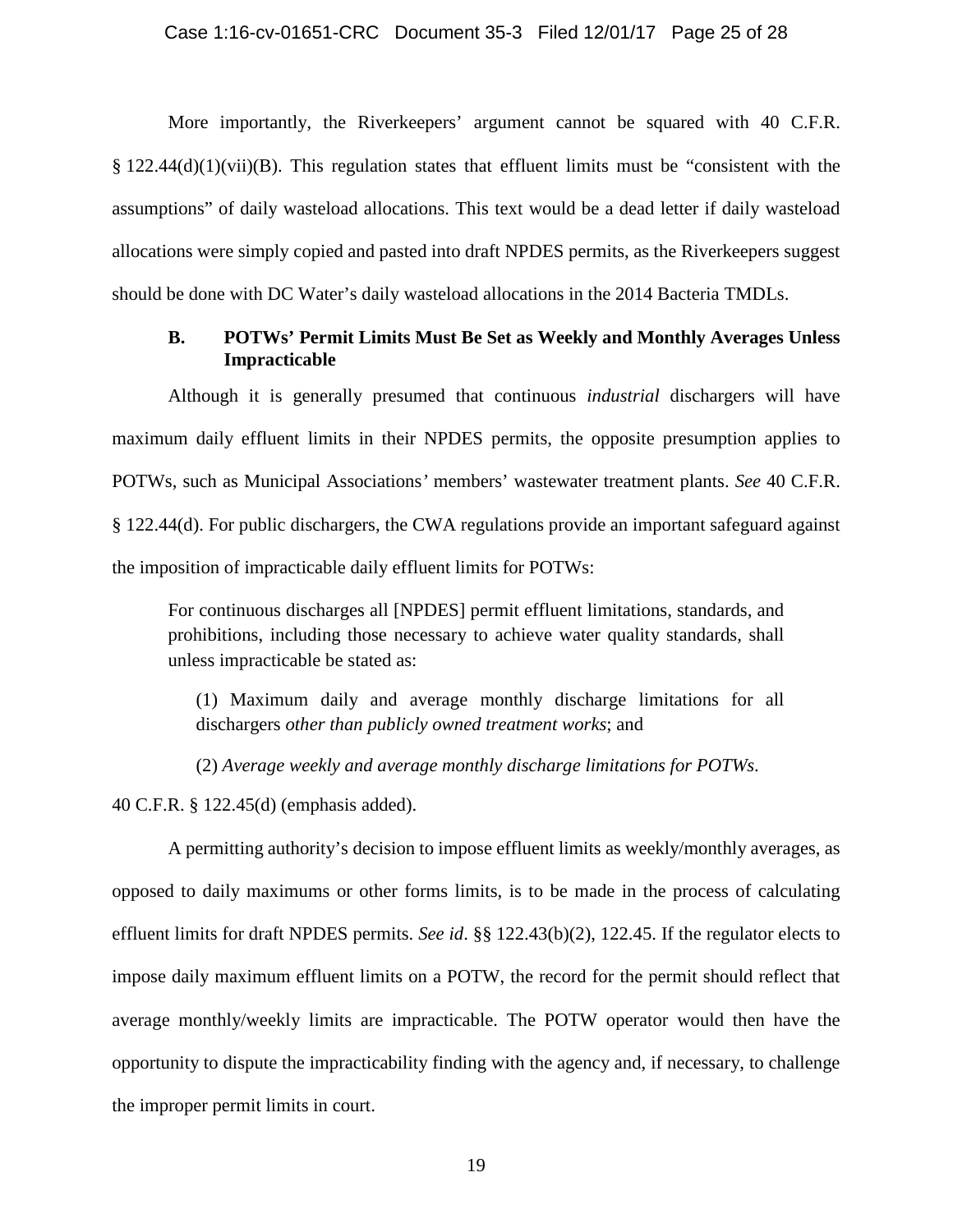More importantly, the Riverkeepers' argument cannot be squared with 40 C.F.R. § 122.44(d)(1)(vii)(B). This regulation states that effluent limits must be "consistent with the assumptions" of daily wasteload allocations. This text would be a dead letter if daily wasteload allocations were simply copied and pasted into draft NPDES permits, as the Riverkeepers suggest should be done with DC Water's daily wasteload allocations in the 2014 Bacteria TMDLs.

### B. POTWs' Permit Limits Must Be Set as Weekly and Monthly Averages Unless Impracticable

Although it is generally presumed that continuous *industrial* dischargers will have maximum daily effluent limits in their NPDES permits, the opposite presumption applies to POTWs, such as Municipal Associations' members' wastewater treatment plants. *See* 40 C.F.R. § 122.44(d). For public dischargers, the CWA regulations provide an important safeguard against the imposition of impracticable daily effluent limits for POTWs:

> For continuous discharges all [NPDES] permit effluent limitations, standards, and prohibitions, including those necessary to achieve water quality standards, shall unless impracticable be stated as:
>
> (1) Maximum daily and average monthly discharge limitations for all dischargers *other than publicly owned treatment works*; and
>
> (2) *Average weekly and average monthly discharge limitations for POTWs*.

40 C.F.R. § 122.45(d) (emphasis added).

A permitting authority's decision to impose effluent limits as weekly/monthly averages, as opposed to daily maximums or other forms limits, is to be made in the process of calculating effluent limits for draft NPDES permits. *See id*. §§ 122.43(b)(2), 122.45. If the regulator elects to impose daily maximum effluent limits on a POTW, the record for the permit should reflect that average monthly/weekly limits are impracticable. The POTW operator would then have the opportunity to dispute the impracticability finding with the agency and, if necessary, to challenge the improper permit limits in court.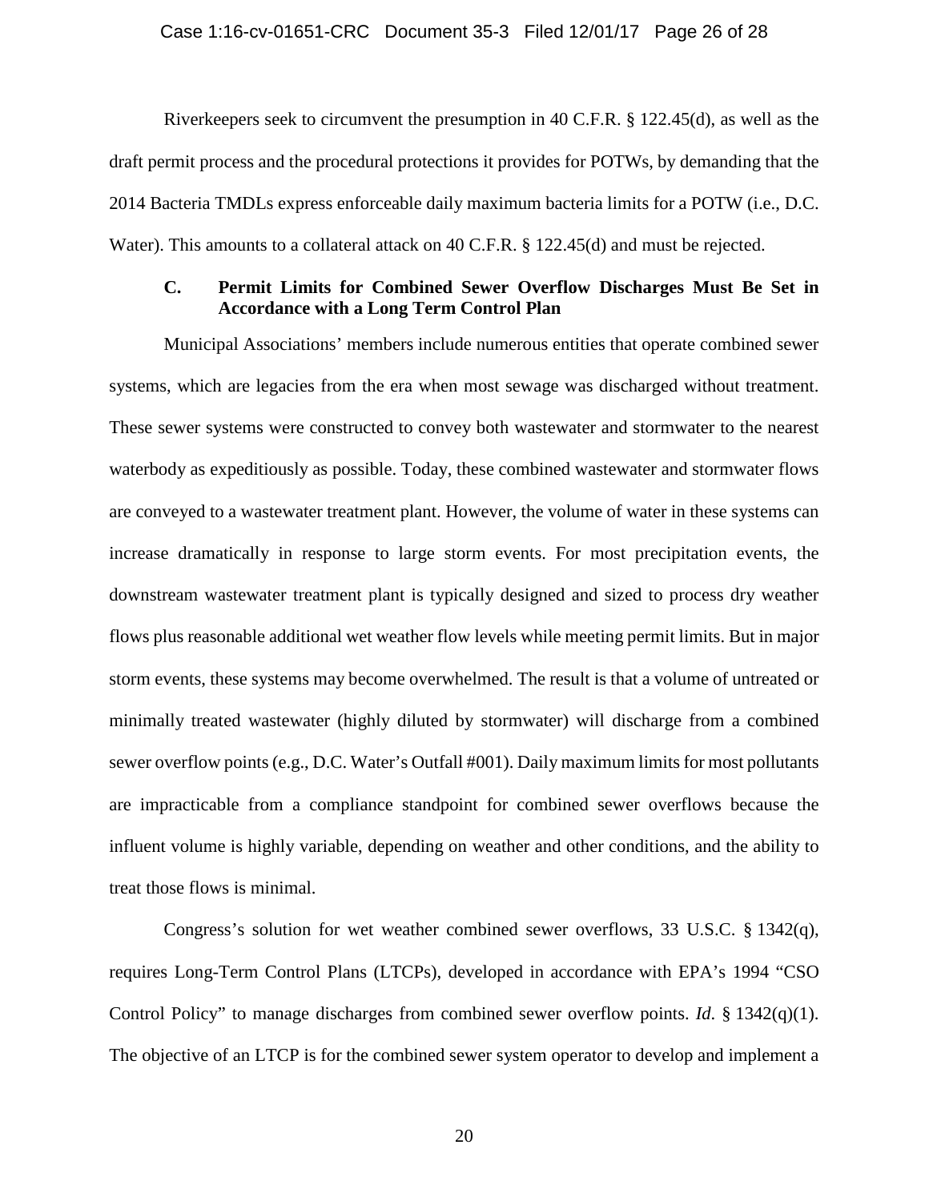Riverkeepers seek to circumvent the presumption in 40 C.F.R. § 122.45(d), as well as the draft permit process and the procedural protections it provides for POTWs, by demanding that the 2014 Bacteria TMDLs express enforceable daily maximum bacteria limits for a POTW (i.e., D.C. Water). This amounts to a collateral attack on 40 C.F.R. § 122.45(d) and must be rejected.

### C. Permit Limits for Combined Sewer Overflow Discharges Must Be Set in Accordance with a Long Term Control Plan

Municipal Associations' members include numerous entities that operate combined sewer systems, which are legacies from the era when most sewage was discharged without treatment. These sewer systems were constructed to convey both wastewater and stormwater to the nearest waterbody as expeditiously as possible. Today, these combined wastewater and stormwater flows are conveyed to a wastewater treatment plant. However, the volume of water in these systems can increase dramatically in response to large storm events. For most precipitation events, the downstream wastewater treatment plant is typically designed and sized to process dry weather flows plus reasonable additional wet weather flow levels while meeting permit limits. But in major storm events, these systems may become overwhelmed. The result is that a volume of untreated or minimally treated wastewater (highly diluted by stormwater) will discharge from a combined sewer overflow points (e.g., D.C. Water's Outfall #001). Daily maximum limits for most pollutants are impracticable from a compliance standpoint for combined sewer overflows because the influent volume is highly variable, depending on weather and other conditions, and the ability to treat those flows is minimal.

Congress's solution for wet weather combined sewer overflows, 33 U.S.C. § 1342(q), requires Long-Term Control Plans (LTCPs), developed in accordance with EPA's 1994 "CSO Control Policy" to manage discharges from combined sewer overflow points. *Id*. § 1342(q)(1). The objective of an LTCP is for the combined sewer system operator to develop and implement a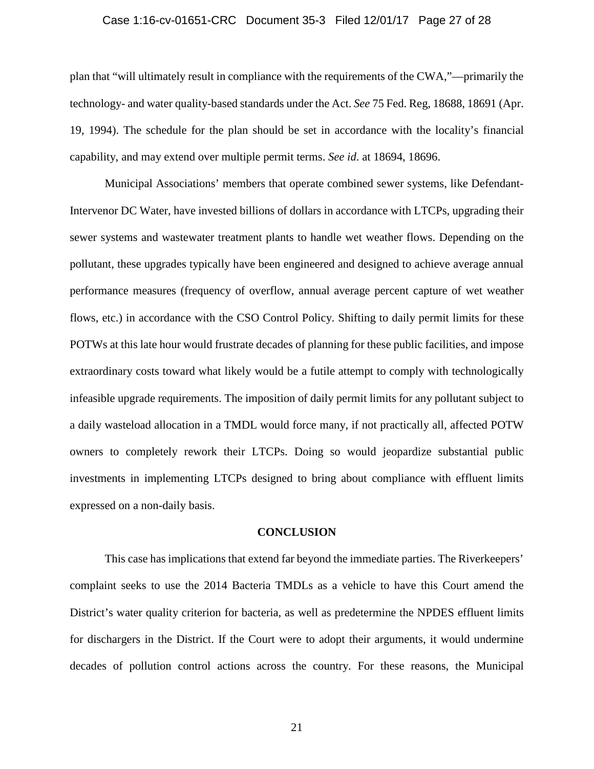plan that "will ultimately result in compliance with the requirements of the CWA,"—primarily the technology- and water quality-based standards under the Act. *See* 75 Fed. Reg, 18688, 18691 (Apr. 19, 1994). The schedule for the plan should be set in accordance with the locality's financial capability, and may extend over multiple permit terms. *See id*. at 18694, 18696.

Municipal Associations' members that operate combined sewer systems, like Defendant-Intervenor DC Water, have invested billions of dollars in accordance with LTCPs, upgrading their sewer systems and wastewater treatment plants to handle wet weather flows. Depending on the pollutant, these upgrades typically have been engineered and designed to achieve average annual performance measures (frequency of overflow, annual average percent capture of wet weather flows, etc.) in accordance with the CSO Control Policy. Shifting to daily permit limits for these POTWs at this late hour would frustrate decades of planning for these public facilities, and impose extraordinary costs toward what likely would be a futile attempt to comply with technologically infeasible upgrade requirements. The imposition of daily permit limits for any pollutant subject to a daily wasteload allocation in a TMDL would force many, if not practically all, affected POTW owners to completely rework their LTCPs. Doing so would jeopardize substantial public investments in implementing LTCPs designed to bring about compliance with effluent limits expressed on a non-daily basis.

## CONCLUSION

This case has implications that extend far beyond the immediate parties. The Riverkeepers' complaint seeks to use the 2014 Bacteria TMDLs as a vehicle to have this Court amend the District's water quality criterion for bacteria, as well as predetermine the NPDES effluent limits for dischargers in the District. If the Court were to adopt their arguments, it would undermine decades of pollution control actions across the country. For these reasons, the Municipal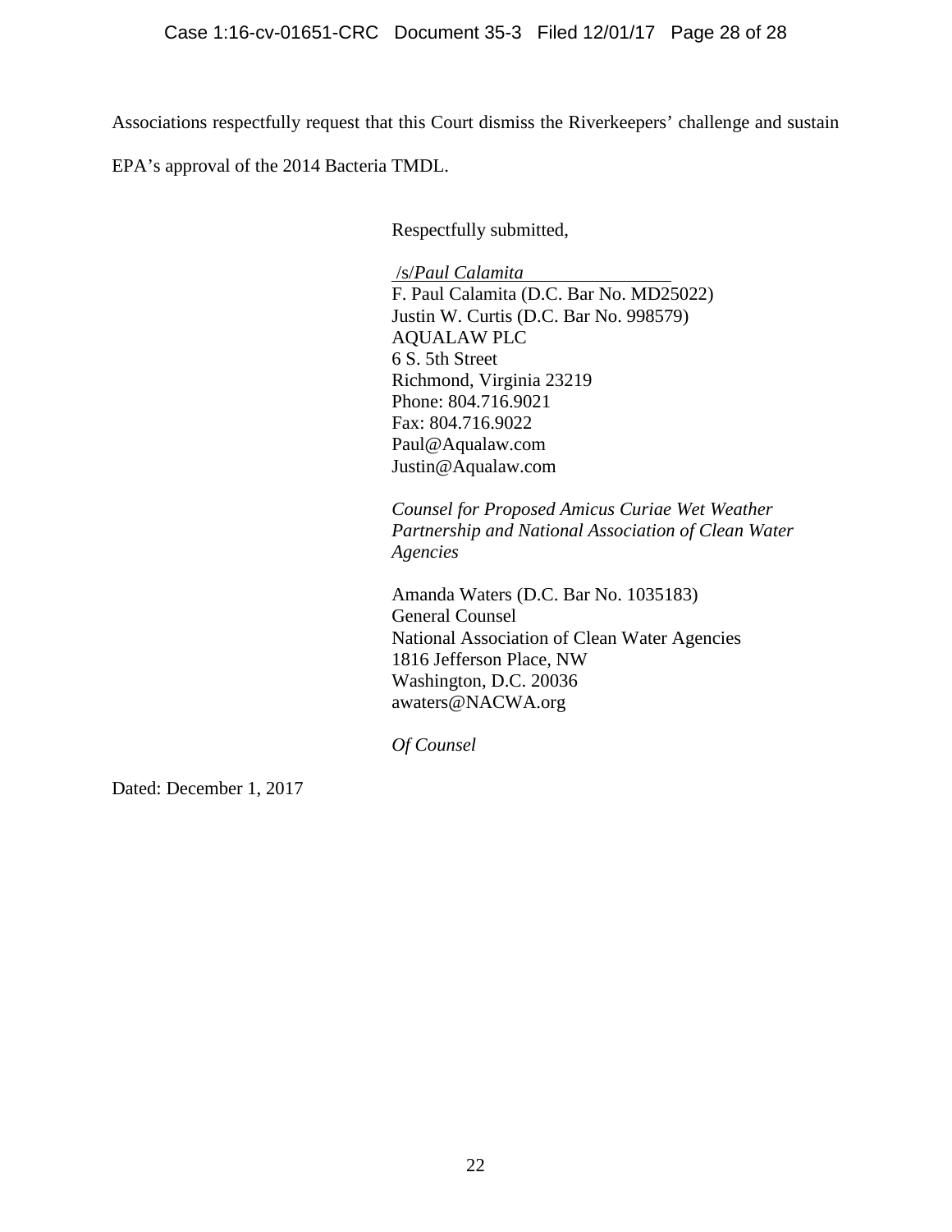Associations respectfully request that this Court dismiss the Riverkeepers' challenge and sustain EPA's approval of the 2014 Bacteria TMDL.

Respectfully submitted,

/s/*Paul Calamita*
F. Paul Calamita (D.C. Bar No. MD25022)
Justin W. Curtis (D.C. Bar No. 998579)
AQUALAW PLC
6 S. 5th Street
Richmond, Virginia 23219
Phone: 804.716.9021
Fax: 804.716.9022
Paul@Aqualaw.com
Justin@Aqualaw.com

*Counsel for Proposed Amicus Curiae Wet Weather Partnership and National Association of Clean Water Agencies*

Amanda Waters (D.C. Bar No. 1035183)
General Counsel
National Association of Clean Water Agencies
1816 Jefferson Place, NW
Washington, D.C. 20036
awaters@NACWA.org

*Of Counsel*

Dated: December 1, 2017